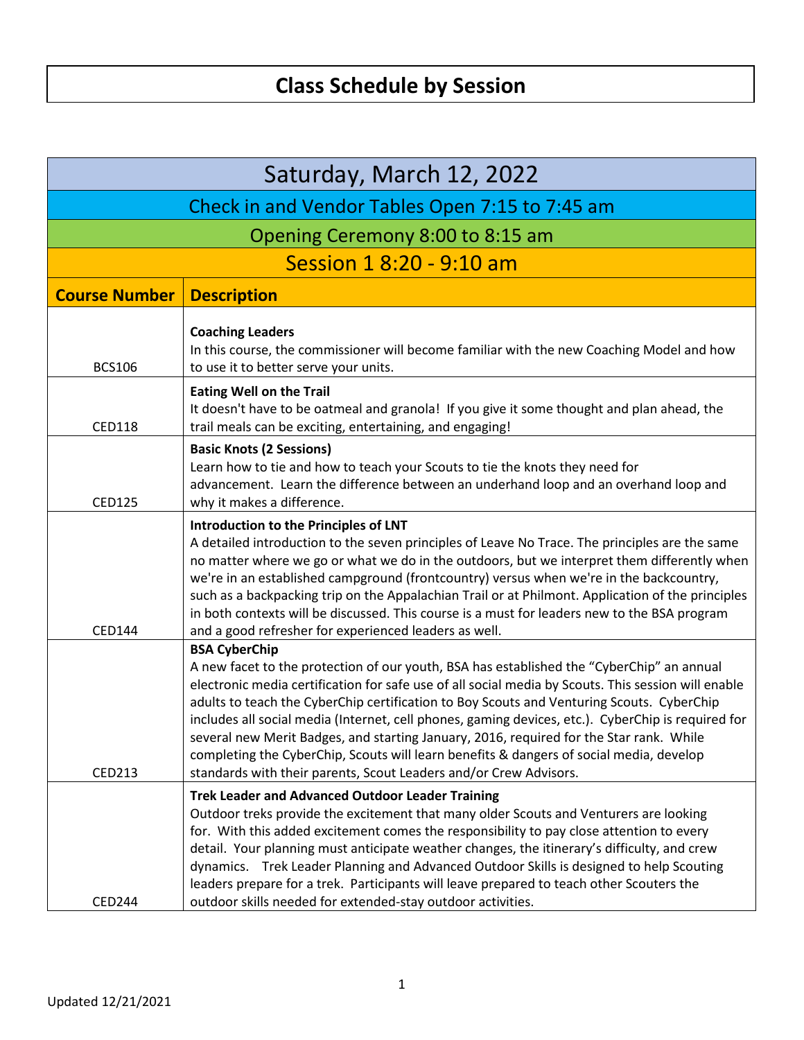# Class Schedule by Session

## Saturday, March 12, 2022

### Check in and Vendor Tables Open 7:15 to 7:45 am

### Opening Ceremony 8:00 to 8:15 am

### Session 1 8:20 - 9:10 am

| Course Number | Description |
|---|---|
| BCS106 | **Coaching Leaders**<br>In this course, the commissioner will become familiar with the new Coaching Model and how to use it to better serve your units. |
| CED118 | **Eating Well on the Trail**<br>It doesn't have to be oatmeal and granola! If you give it some thought and plan ahead, the trail meals can be exciting, entertaining, and engaging! |
| CED125 | **Basic Knots (2 Sessions)**<br>Learn how to tie and how to teach your Scouts to tie the knots they need for advancement. Learn the difference between an underhand loop and an overhand loop and why it makes a difference. |
| CED144 | **Introduction to the Principles of LNT**<br>A detailed introduction to the seven principles of Leave No Trace. The principles are the same no matter where we go or what we do in the outdoors, but we interpret them differently when we're in an established campground (frontcountry) versus when we're in the backcountry, such as a backpacking trip on the Appalachian Trail or at Philmont. Application of the principles in both contexts will be discussed. This course is a must for leaders new to the BSA program and a good refresher for experienced leaders as well. |
| CED213 | **BSA CyberChip**<br>A new facet to the protection of our youth, BSA has established the "CyberChip" an annual electronic media certification for safe use of all social media by Scouts. This session will enable adults to teach the CyberChip certification to Boy Scouts and Venturing Scouts. CyberChip includes all social media (Internet, cell phones, gaming devices, etc.). CyberChip is required for several new Merit Badges, and starting January, 2016, required for the Star rank. While completing the CyberChip, Scouts will learn benefits & dangers of social media, develop standards with their parents, Scout Leaders and/or Crew Advisors. |
| CED244 | **Trek Leader and Advanced Outdoor Leader Training**<br>Outdoor treks provide the excitement that many older Scouts and Venturers are looking for. With this added excitement comes the responsibility to pay close attention to every detail. Your planning must anticipate weather changes, the itinerary's difficulty, and crew dynamics. Trek Leader Planning and Advanced Outdoor Skills is designed to help Scouting leaders prepare for a trek. Participants will leave prepared to teach other Scouters the outdoor skills needed for extended-stay outdoor activities. |

Updated 12/21/2021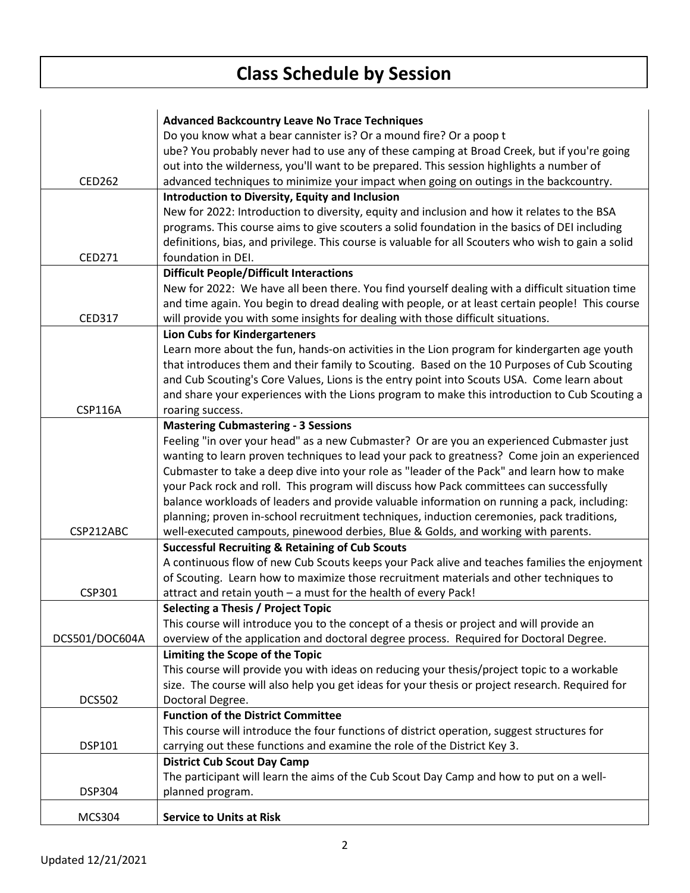# Class Schedule by Session

| | |
|---|---|
| CED262 | **Advanced Backcountry Leave No Trace Techniques** Do you know what a bear cannister is? Or a mound fire? Or a poop tube? You probably never had to use any of these camping at Broad Creek, but if you're going out into the wilderness, you'll want to be prepared. This session highlights a number of advanced techniques to minimize your impact when going on outings in the backcountry. |
| CED271 | **Introduction to Diversity, Equity and Inclusion** New for 2022: Introduction to diversity, equity and inclusion and how it relates to the BSA programs. This course aims to give scouters a solid foundation in the basics of DEI including definitions, bias, and privilege. This course is valuable for all Scouters who wish to gain a solid foundation in DEI. |
| CED317 | **Difficult People/Difficult Interactions** New for 2022: We have all been there. You find yourself dealing with a difficult situation time and time again. You begin to dread dealing with people, or at least certain people! This course will provide you with some insights for dealing with those difficult situations. |
| CSP116A | **Lion Cubs for Kindergarteners** Learn more about the fun, hands-on activities in the Lion program for kindergarten age youth that introduces them and their family to Scouting. Based on the 10 Purposes of Cub Scouting and Cub Scouting's Core Values, Lions is the entry point into Scouts USA. Come learn about and share your experiences with the Lions program to make this introduction to Cub Scouting a roaring success. |
| CSP212ABC | **Mastering Cubmastering - 3 Sessions** Feeling "in over your head" as a new Cubmaster? Or are you an experienced Cubmaster just wanting to learn proven techniques to lead your pack to greatness? Come join an experienced Cubmaster to take a deep dive into your role as "leader of the Pack" and learn how to make your Pack rock and roll. This program will discuss how Pack committees can successfully balance workloads of leaders and provide valuable information on running a pack, including: planning; proven in-school recruitment techniques, induction ceremonies, pack traditions, well-executed campouts, pinewood derbies, Blue & Golds, and working with parents. |
| CSP301 | **Successful Recruiting & Retaining of Cub Scouts** A continuous flow of new Cub Scouts keeps your Pack alive and teaches families the enjoyment of Scouting. Learn how to maximize those recruitment materials and other techniques to attract and retain youth – a must for the health of every Pack! |
| DCS501/DOC604A | **Selecting a Thesis / Project Topic** This course will introduce you to the concept of a thesis or project and will provide an overview of the application and doctoral degree process. Required for Doctoral Degree. |
| DCS502 | **Limiting the Scope of the Topic** This course will provide you with ideas on reducing your thesis/project topic to a workable size. The course will also help you get ideas for your thesis or project research. Required for Doctoral Degree. |
| DSP101 | **Function of the District Committee** This course will introduce the four functions of district operation, suggest structures for carrying out these functions and examine the role of the District Key 3. |
| DSP304 | **District Cub Scout Day Camp** The participant will learn the aims of the Cub Scout Day Camp and how to put on a well-planned program. |
| MCS304 | **Service to Units at Risk** |

Updated 12/21/2021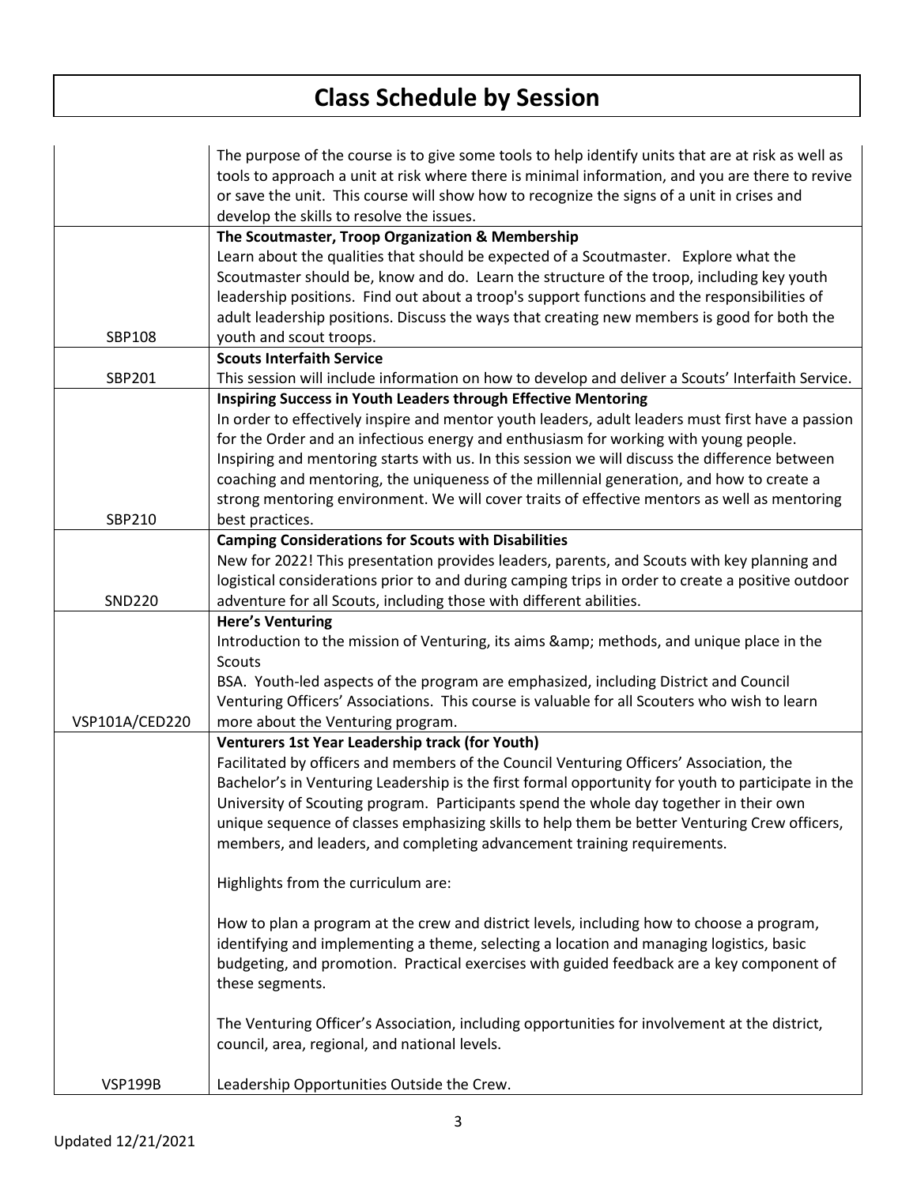# Class Schedule by Session

| | |
|---|---|
| | The purpose of the course is to give some tools to help identify units that are at risk as well as tools to approach a unit at risk where there is minimal information, and you are there to revive or save the unit. This course will show how to recognize the signs of a unit in crises and develop the skills to resolve the issues. |
| SBP108 | **The Scoutmaster, Troop Organization & Membership**<br>Learn about the qualities that should be expected of a Scoutmaster. Explore what the Scoutmaster should be, know and do. Learn the structure of the troop, including key youth leadership positions. Find out about a troop's support functions and the responsibilities of adult leadership positions. Discuss the ways that creating new members is good for both the youth and scout troops. |
| SBP201 | **Scouts Interfaith Service**<br>This session will include information on how to develop and deliver a Scouts' Interfaith Service. |
| SBP210 | **Inspiring Success in Youth Leaders through Effective Mentoring**<br>In order to effectively inspire and mentor youth leaders, adult leaders must first have a passion for the Order and an infectious energy and enthusiasm for working with young people. Inspiring and mentoring starts with us. In this session we will discuss the difference between coaching and mentoring, the uniqueness of the millennial generation, and how to create a strong mentoring environment. We will cover traits of effective mentors as well as mentoring best practices. |
| SND220 | **Camping Considerations for Scouts with Disabilities**<br>New for 2022! This presentation provides leaders, parents, and Scouts with key planning and logistical considerations prior to and during camping trips in order to create a positive outdoor adventure for all Scouts, including those with different abilities. |
| VSP101A/CED220 | **Here's Venturing**<br>Introduction to the mission of Venturing, its aims &amp; methods, and unique place in the Scouts<br>BSA. Youth-led aspects of the program are emphasized, including District and Council Venturing Officers' Associations. This course is valuable for all Scouters who wish to learn more about the Venturing program. |
| VSP199B | **Venturers 1st Year Leadership track (for Youth)**<br>Facilitated by officers and members of the Council Venturing Officers' Association, the Bachelor's in Venturing Leadership is the first formal opportunity for youth to participate in the University of Scouting program. Participants spend the whole day together in their own unique sequence of classes emphasizing skills to help them be better Venturing Crew officers, members, and leaders, and completing advancement training requirements.<br><br>Highlights from the curriculum are:<br><br>How to plan a program at the crew and district levels, including how to choose a program, identifying and implementing a theme, selecting a location and managing logistics, basic budgeting, and promotion. Practical exercises with guided feedback are a key component of these segments.<br><br>The Venturing Officer's Association, including opportunities for involvement at the district, council, area, regional, and national levels.<br><br>Leadership Opportunities Outside the Crew. |

Updated 12/21/2021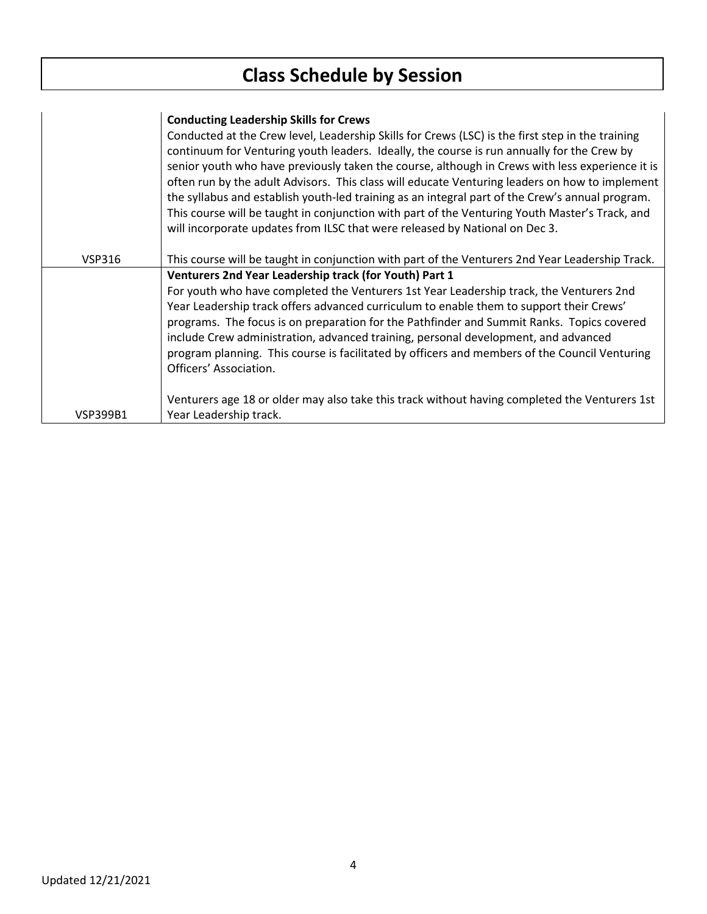# Class Schedule by Session

| | |
|---|---|
| VSP316 | **Conducting Leadership Skills for Crews**<br>Conducted at the Crew level, Leadership Skills for Crews (LSC) is the first step in the training continuum for Venturing youth leaders. Ideally, the course is run annually for the Crew by senior youth who have previously taken the course, although in Crews with less experience it is often run by the adult Advisors. This class will educate Venturing leaders on how to implement the syllabus and establish youth-led training as an integral part of the Crew's annual program. This course will be taught in conjunction with part of the Venturing Youth Master's Track, and will incorporate updates from ILSC that were released by National on Dec 3.<br><br>This course will be taught in conjunction with part of the Venturers 2nd Year Leadership Track. |
| VSP399B1 | **Venturers 2nd Year Leadership track (for Youth) Part 1**<br>For youth who have completed the Venturers 1st Year Leadership track, the Venturers 2nd Year Leadership track offers advanced curriculum to enable them to support their Crews' programs. The focus is on preparation for the Pathfinder and Summit Ranks. Topics covered include Crew administration, advanced training, personal development, and advanced program planning. This course is facilitated by officers and members of the Council Venturing Officers' Association.<br><br>Venturers age 18 or older may also take this track without having completed the Venturers 1st Year Leadership track. |

Updated 12/21/2021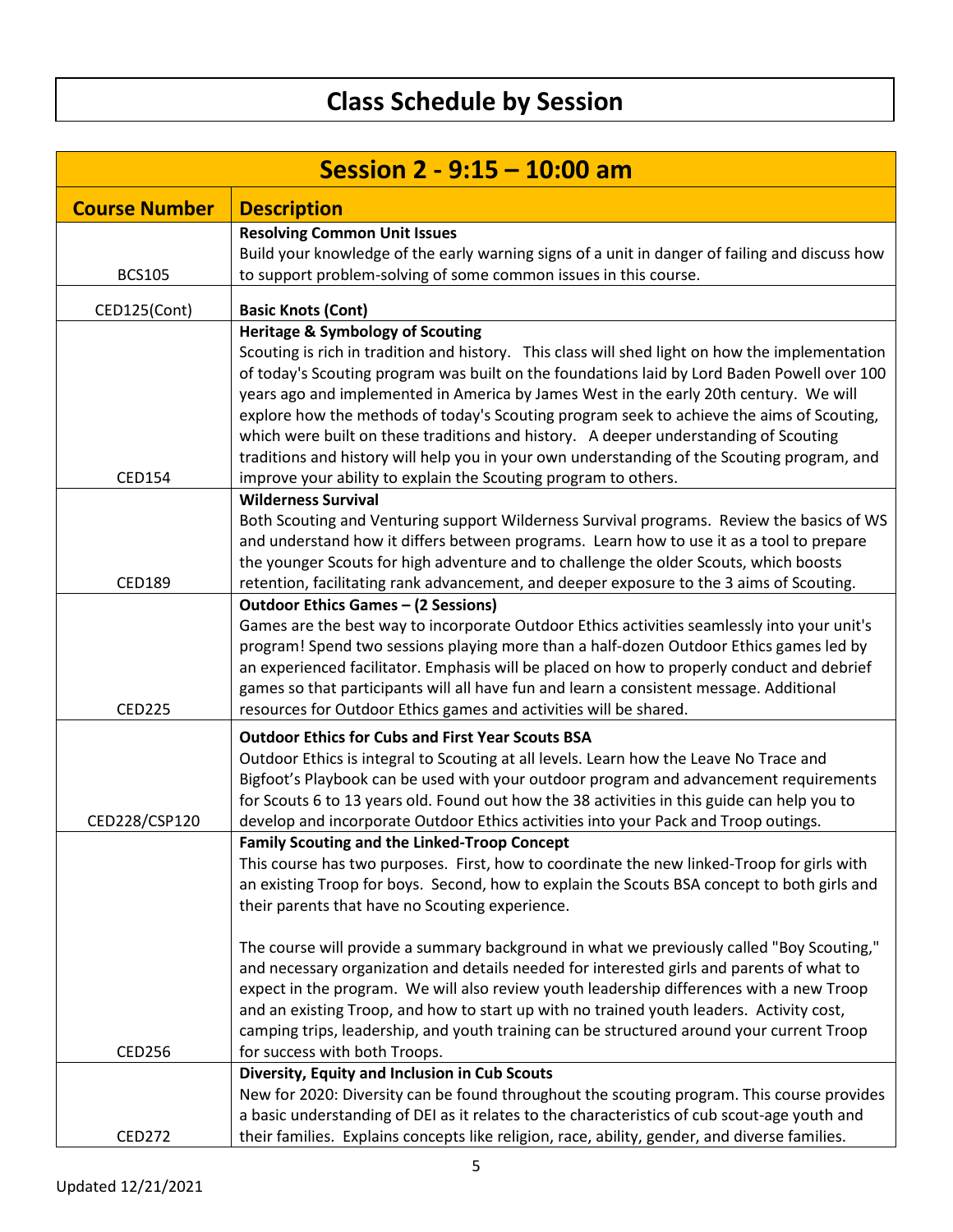# Class Schedule by Session

| Session 2 - 9:15 – 10:00 am | |
|---|---|
| **Course Number** | **Description** |
| BCS105 | **Resolving Common Unit Issues**<br>Build your knowledge of the early warning signs of a unit in danger of failing and discuss how to support problem-solving of some common issues in this course. |
| CED125(Cont) | **Basic Knots (Cont)** |
| CED154 | **Heritage & Symbology of Scouting**<br>Scouting is rich in tradition and history. This class will shed light on how the implementation of today's Scouting program was built on the foundations laid by Lord Baden Powell over 100 years ago and implemented in America by James West in the early 20th century. We will explore how the methods of today's Scouting program seek to achieve the aims of Scouting, which were built on these traditions and history. A deeper understanding of Scouting traditions and history will help you in your own understanding of the Scouting program, and improve your ability to explain the Scouting program to others. |
| CED189 | **Wilderness Survival**<br>Both Scouting and Venturing support Wilderness Survival programs. Review the basics of WS and understand how it differs between programs. Learn how to use it as a tool to prepare the younger Scouts for high adventure and to challenge the older Scouts, which boosts retention, facilitating rank advancement, and deeper exposure to the 3 aims of Scouting. |
| CED225 | **Outdoor Ethics Games – (2 Sessions)**<br>Games are the best way to incorporate Outdoor Ethics activities seamlessly into your unit's program! Spend two sessions playing more than a half-dozen Outdoor Ethics games led by an experienced facilitator. Emphasis will be placed on how to properly conduct and debrief games so that participants will all have fun and learn a consistent message. Additional resources for Outdoor Ethics games and activities will be shared. |
| CED228/CSP120 | **Outdoor Ethics for Cubs and First Year Scouts BSA**<br>Outdoor Ethics is integral to Scouting at all levels. Learn how the Leave No Trace and Bigfoot's Playbook can be used with your outdoor program and advancement requirements for Scouts 6 to 13 years old. Found out how the 38 activities in this guide can help you to develop and incorporate Outdoor Ethics activities into your Pack and Troop outings. |
| CED256 | **Family Scouting and the Linked-Troop Concept**<br>This course has two purposes. First, how to coordinate the new linked-Troop for girls with an existing Troop for boys. Second, how to explain the Scouts BSA concept to both girls and their parents that have no Scouting experience.<br><br>The course will provide a summary background in what we previously called "Boy Scouting," and necessary organization and details needed for interested girls and parents of what to expect in the program. We will also review youth leadership differences with a new Troop and an existing Troop, and how to start up with no trained youth leaders. Activity cost, camping trips, leadership, and youth training can be structured around your current Troop for success with both Troops. |
| CED272 | **Diversity, Equity and Inclusion in Cub Scouts**<br>New for 2020: Diversity can be found throughout the scouting program. This course provides a basic understanding of DEI as it relates to the characteristics of cub scout-age youth and their families. Explains concepts like religion, race, ability, gender, and diverse families. |

Updated 12/21/2021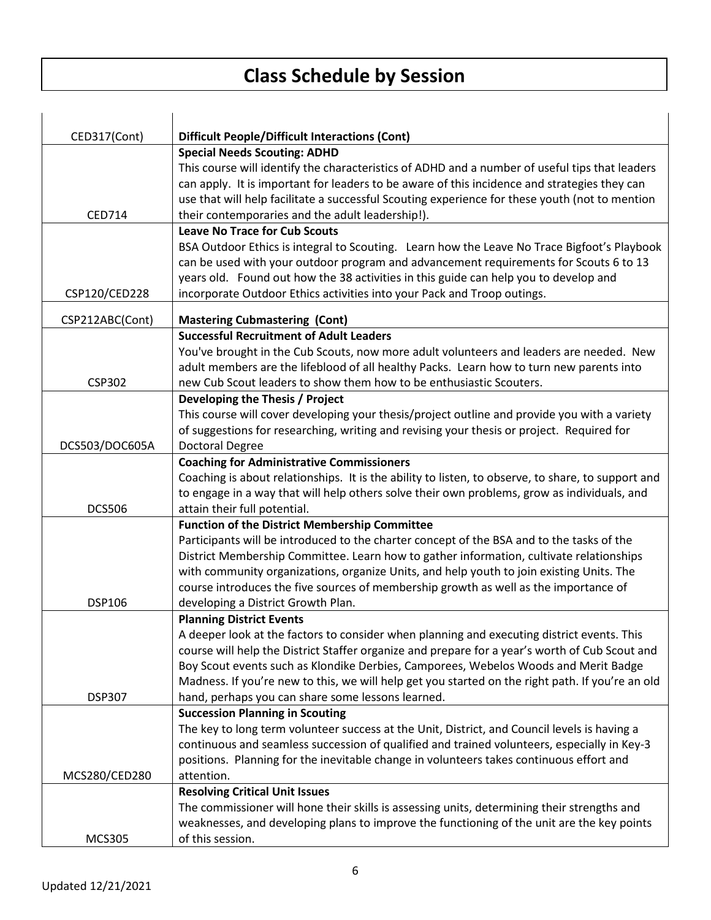# Class Schedule by Session

| | |
|---|---|
| CED317(Cont) | **Difficult People/Difficult Interactions (Cont)** |
| CED714 | **Special Needs Scouting: ADHD**<br>This course will identify the characteristics of ADHD and a number of useful tips that leaders can apply. It is important for leaders to be aware of this incidence and strategies they can use that will help facilitate a successful Scouting experience for these youth (not to mention their contemporaries and the adult leadership!). |
| CSP120/CED228 | **Leave No Trace for Cub Scouts**<br>BSA Outdoor Ethics is integral to Scouting. Learn how the Leave No Trace Bigfoot's Playbook can be used with your outdoor program and advancement requirements for Scouts 6 to 13 years old. Found out how the 38 activities in this guide can help you to develop and incorporate Outdoor Ethics activities into your Pack and Troop outings. |
| CSP212ABC(Cont) | **Mastering Cubmastering (Cont)** |
| CSP302 | **Successful Recruitment of Adult Leaders**<br>You've brought in the Cub Scouts, now more adult volunteers and leaders are needed. New adult members are the lifeblood of all healthy Packs. Learn how to turn new parents into new Cub Scout leaders to show them how to be enthusiastic Scouters. |
| DCS503/DOC605A | **Developing the Thesis / Project**<br>This course will cover developing your thesis/project outline and provide you with a variety of suggestions for researching, writing and revising your thesis or project. Required for Doctoral Degree |
| DCS506 | **Coaching for Administrative Commissioners**<br>Coaching is about relationships. It is the ability to listen, to observe, to share, to support and to engage in a way that will help others solve their own problems, grow as individuals, and attain their full potential. |
| DSP106 | **Function of the District Membership Committee**<br>Participants will be introduced to the charter concept of the BSA and to the tasks of the District Membership Committee. Learn how to gather information, cultivate relationships with community organizations, organize Units, and help youth to join existing Units. The course introduces the five sources of membership growth as well as the importance of developing a District Growth Plan. |
| DSP307 | **Planning District Events**<br>A deeper look at the factors to consider when planning and executing district events. This course will help the District Staffer organize and prepare for a year's worth of Cub Scout and Boy Scout events such as Klondike Derbies, Camporees, Webelos Woods and Merit Badge Madness. If you're new to this, we will help get you started on the right path. If you're an old hand, perhaps you can share some lessons learned. |
| MCS280/CED280 | **Succession Planning in Scouting**<br>The key to long term volunteer success at the Unit, District, and Council levels is having a continuous and seamless succession of qualified and trained volunteers, especially in Key-3 positions. Planning for the inevitable change in volunteers takes continuous effort and attention. |
| MCS305 | **Resolving Critical Unit Issues**<br>The commissioner will hone their skills is assessing units, determining their strengths and weaknesses, and developing plans to improve the functioning of the unit are the key points of this session. |

Updated 12/21/2021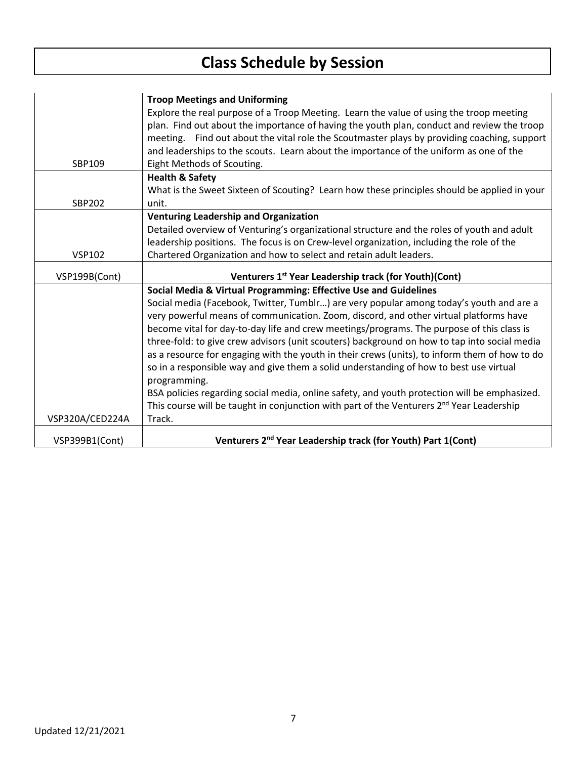# Class Schedule by Session

| | |
|---|---|
| SBP109 | **Troop Meetings and Uniforming**<br>Explore the real purpose of a Troop Meeting. Learn the value of using the troop meeting plan. Find out about the importance of having the youth plan, conduct and review the troop meeting. Find out about the vital role the Scoutmaster plays by providing coaching, support and leaderships to the scouts. Learn about the importance of the uniform as one of the Eight Methods of Scouting. |
| SBP202 | **Health & Safety**<br>What is the Sweet Sixteen of Scouting? Learn how these principles should be applied in your unit. |
| VSP102 | **Venturing Leadership and Organization**<br>Detailed overview of Venturing's organizational structure and the roles of youth and adult leadership positions. The focus is on Crew-level organization, including the role of the Chartered Organization and how to select and retain adult leaders. |
| VSP199B(Cont) | **Venturers 1st Year Leadership track (for Youth)(Cont)** |
| VSP320A/CED224A | **Social Media & Virtual Programming: Effective Use and Guidelines**<br>Social media (Facebook, Twitter, Tumblr…) are very popular among today's youth and are a very powerful means of communication. Zoom, discord, and other virtual platforms have become vital for day-to-day life and crew meetings/programs. The purpose of this class is three-fold: to give crew advisors (unit scouters) background on how to tap into social media as a resource for engaging with the youth in their crews (units), to inform them of how to do so in a responsible way and give them a solid understanding of how to best use virtual programming.<br>BSA policies regarding social media, online safety, and youth protection will be emphasized. This course will be taught in conjunction with part of the Venturers 2nd Year Leadership Track. |
| VSP399B1(Cont) | **Venturers 2nd Year Leadership track (for Youth) Part 1(Cont)** |

Updated 12/21/2021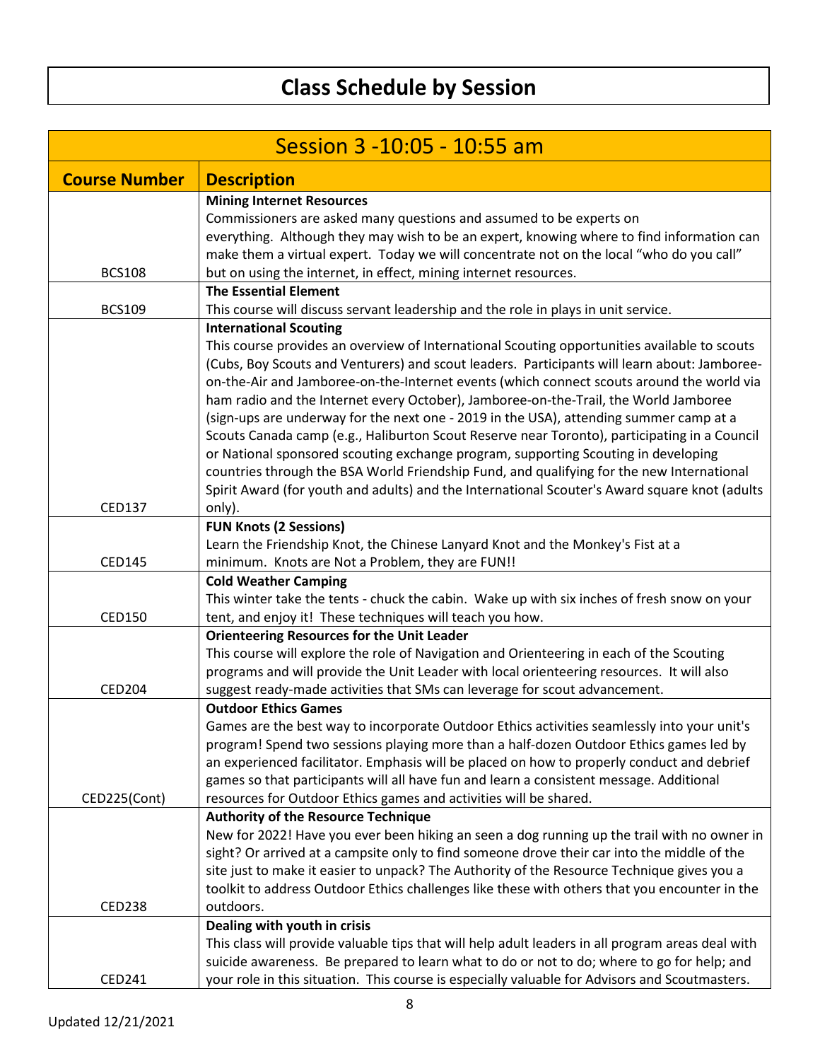# Class Schedule by Session

## Session 3 -10:05 - 10:55 am

| Course Number | Description |
|---|---|
| BCS108 | **Mining Internet Resources**<br>Commissioners are asked many questions and assumed to be experts on everything. Although they may wish to be an expert, knowing where to find information can make them a virtual expert. Today we will concentrate not on the local "who do you call" but on using the internet, in effect, mining internet resources. |
| BCS109 | **The Essential Element**<br>This course will discuss servant leadership and the role in plays in unit service. |
| CED137 | **International Scouting**<br>This course provides an overview of International Scouting opportunities available to scouts (Cubs, Boy Scouts and Venturers) and scout leaders. Participants will learn about: Jamboree-on-the-Air and Jamboree-on-the-Internet events (which connect scouts around the world via ham radio and the Internet every October), Jamboree-on-the-Trail, the World Jamboree (sign-ups are underway for the next one - 2019 in the USA), attending summer camp at a Scouts Canada camp (e.g., Haliburton Scout Reserve near Toronto), participating in a Council or National sponsored scouting exchange program, supporting Scouting in developing countries through the BSA World Friendship Fund, and qualifying for the new International Spirit Award (for youth and adults) and the International Scouter's Award square knot (adults only). |
| CED145 | **FUN Knots (2 Sessions)**<br>Learn the Friendship Knot, the Chinese Lanyard Knot and the Monkey's Fist at a minimum. Knots are Not a Problem, they are FUN!! |
| CED150 | **Cold Weather Camping**<br>This winter take the tents - chuck the cabin. Wake up with six inches of fresh snow on your tent, and enjoy it! These techniques will teach you how. |
| CED204 | **Orienteering Resources for the Unit Leader**<br>This course will explore the role of Navigation and Orienteering in each of the Scouting programs and will provide the Unit Leader with local orienteering resources. It will also suggest ready-made activities that SMs can leverage for scout advancement. |
| CED225(Cont) | **Outdoor Ethics Games**<br>Games are the best way to incorporate Outdoor Ethics activities seamlessly into your unit's program! Spend two sessions playing more than a half-dozen Outdoor Ethics games led by an experienced facilitator. Emphasis will be placed on how to properly conduct and debrief games so that participants will all have fun and learn a consistent message. Additional resources for Outdoor Ethics games and activities will be shared. |
| CED238 | **Authority of the Resource Technique**<br>New for 2022! Have you ever been hiking an seen a dog running up the trail with no owner in sight? Or arrived at a campsite only to find someone drove their car into the middle of the site just to make it easier to unpack? The Authority of the Resource Technique gives you a toolkit to address Outdoor Ethics challenges like these with others that you encounter in the outdoors. |
| CED241 | **Dealing with youth in crisis**<br>This class will provide valuable tips that will help adult leaders in all program areas deal with suicide awareness. Be prepared to learn what to do or not to do; where to go for help; and your role in this situation. This course is especially valuable for Advisors and Scoutmasters. |

Updated 12/21/2021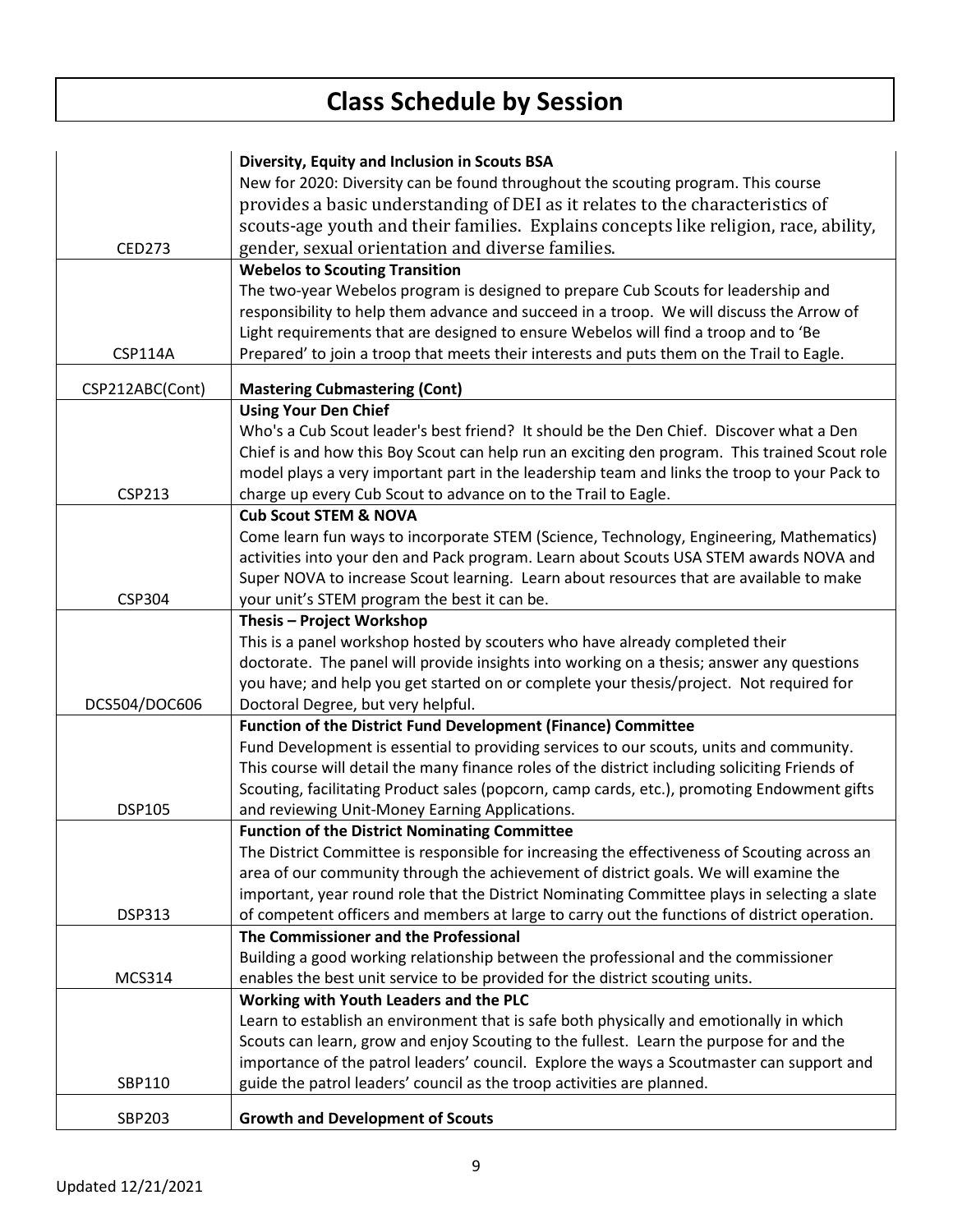# Class Schedule by Session

| | |
|---|---|
| CED273 | **Diversity, Equity and Inclusion in Scouts BSA**<br>New for 2020: Diversity can be found throughout the scouting program. This course provides a basic understanding of DEI as it relates to the characteristics of scouts-age youth and their families. Explains concepts like religion, race, ability, gender, sexual orientation and diverse families. |
| CSP114A | **Webelos to Scouting Transition**<br>The two-year Webelos program is designed to prepare Cub Scouts for leadership and responsibility to help them advance and succeed in a troop. We will discuss the Arrow of Light requirements that are designed to ensure Webelos will find a troop and to 'Be Prepared' to join a troop that meets their interests and puts them on the Trail to Eagle. |
| CSP212ABC(Cont) | **Mastering Cubmastering (Cont)** |
| CSP213 | **Using Your Den Chief**<br>Who's a Cub Scout leader's best friend? It should be the Den Chief. Discover what a Den Chief is and how this Boy Scout can help run an exciting den program. This trained Scout role model plays a very important part in the leadership team and links the troop to your Pack to charge up every Cub Scout to advance on to the Trail to Eagle. |
| CSP304 | **Cub Scout STEM & NOVA**<br>Come learn fun ways to incorporate STEM (Science, Technology, Engineering, Mathematics) activities into your den and Pack program. Learn about Scouts USA STEM awards NOVA and Super NOVA to increase Scout learning. Learn about resources that are available to make your unit's STEM program the best it can be. |
| DCS504/DOC606 | **Thesis – Project Workshop**<br>This is a panel workshop hosted by scouters who have already completed their doctorate. The panel will provide insights into working on a thesis; answer any questions you have; and help you get started on or complete your thesis/project. Not required for Doctoral Degree, but very helpful. |
| DSP105 | **Function of the District Fund Development (Finance) Committee**<br>Fund Development is essential to providing services to our scouts, units and community. This course will detail the many finance roles of the district including soliciting Friends of Scouting, facilitating Product sales (popcorn, camp cards, etc.), promoting Endowment gifts and reviewing Unit-Money Earning Applications. |
| DSP313 | **Function of the District Nominating Committee**<br>The District Committee is responsible for increasing the effectiveness of Scouting across an area of our community through the achievement of district goals. We will examine the important, year round role that the District Nominating Committee plays in selecting a slate of competent officers and members at large to carry out the functions of district operation. |
| MCS314 | **The Commissioner and the Professional**<br>Building a good working relationship between the professional and the commissioner enables the best unit service to be provided for the district scouting units. |
| SBP110 | **Working with Youth Leaders and the PLC**<br>Learn to establish an environment that is safe both physically and emotionally in which Scouts can learn, grow and enjoy Scouting to the fullest. Learn the purpose for and the importance of the patrol leaders' council. Explore the ways a Scoutmaster can support and guide the patrol leaders' council as the troop activities are planned. |
| SBP203 | **Growth and Development of Scouts** |

Updated 12/21/2021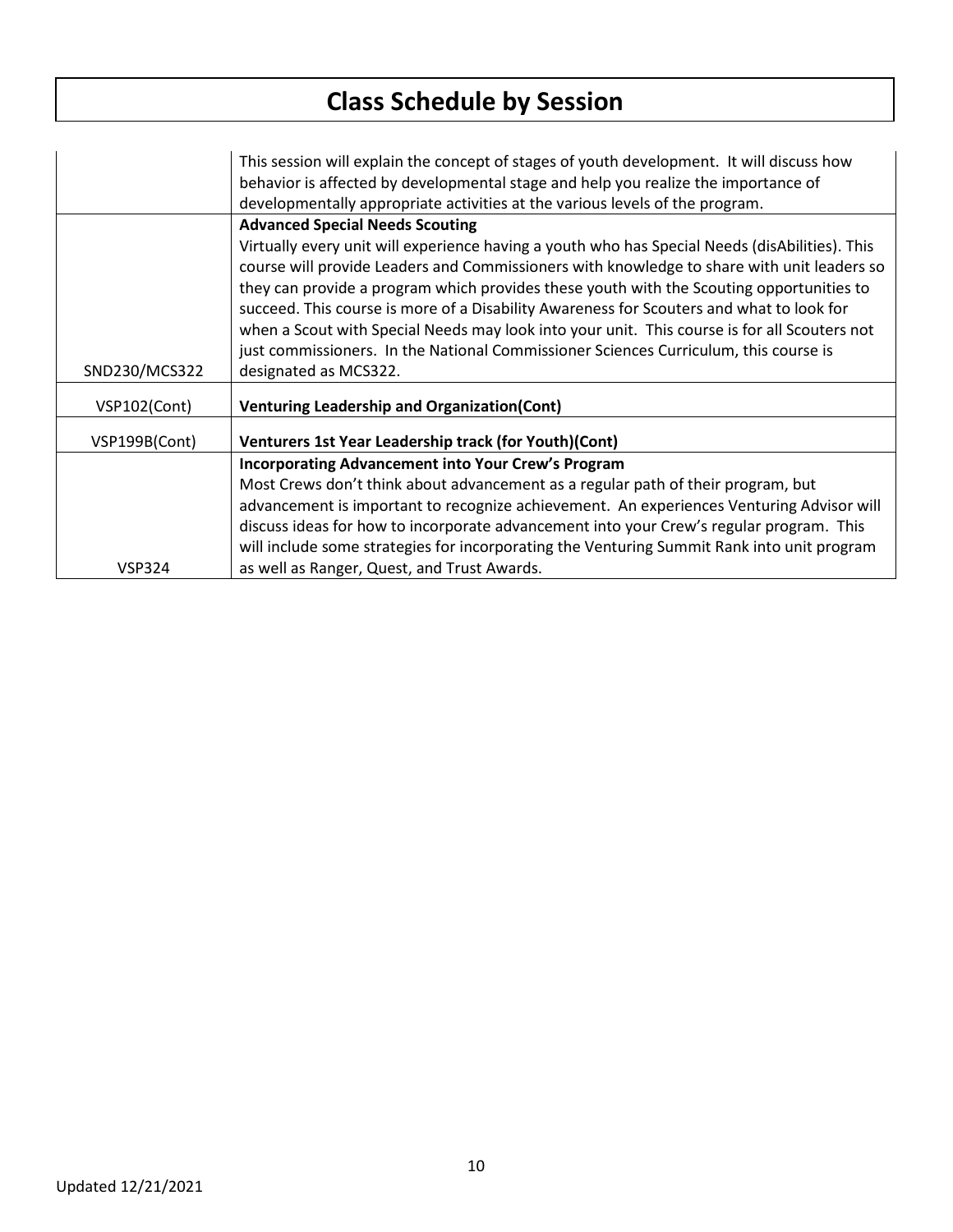# Class Schedule by Session

| | |
|---|---|
| | This session will explain the concept of stages of youth development. It will discuss how behavior is affected by developmental stage and help you realize the importance of developmentally appropriate activities at the various levels of the program. |
| SND230/MCS322 | **Advanced Special Needs Scouting** Virtually every unit will experience having a youth who has Special Needs (disAbilities). This course will provide Leaders and Commissioners with knowledge to share with unit leaders so they can provide a program which provides these youth with the Scouting opportunities to succeed. This course is more of a Disability Awareness for Scouters and what to look for when a Scout with Special Needs may look into your unit. This course is for all Scouters not just commissioners. In the National Commissioner Sciences Curriculum, this course is designated as MCS322. |
| VSP102(Cont) | **Venturing Leadership and Organization(Cont)** |
| VSP199B(Cont) | **Venturers 1st Year Leadership track (for Youth)(Cont)** |
| VSP324 | **Incorporating Advancement into Your Crew's Program** Most Crews don't think about advancement as a regular path of their program, but advancement is important to recognize achievement. An experiences Venturing Advisor will discuss ideas for how to incorporate advancement into your Crew's regular program. This will include some strategies for incorporating the Venturing Summit Rank into unit program as well as Ranger, Quest, and Trust Awards. |

Updated 12/21/2021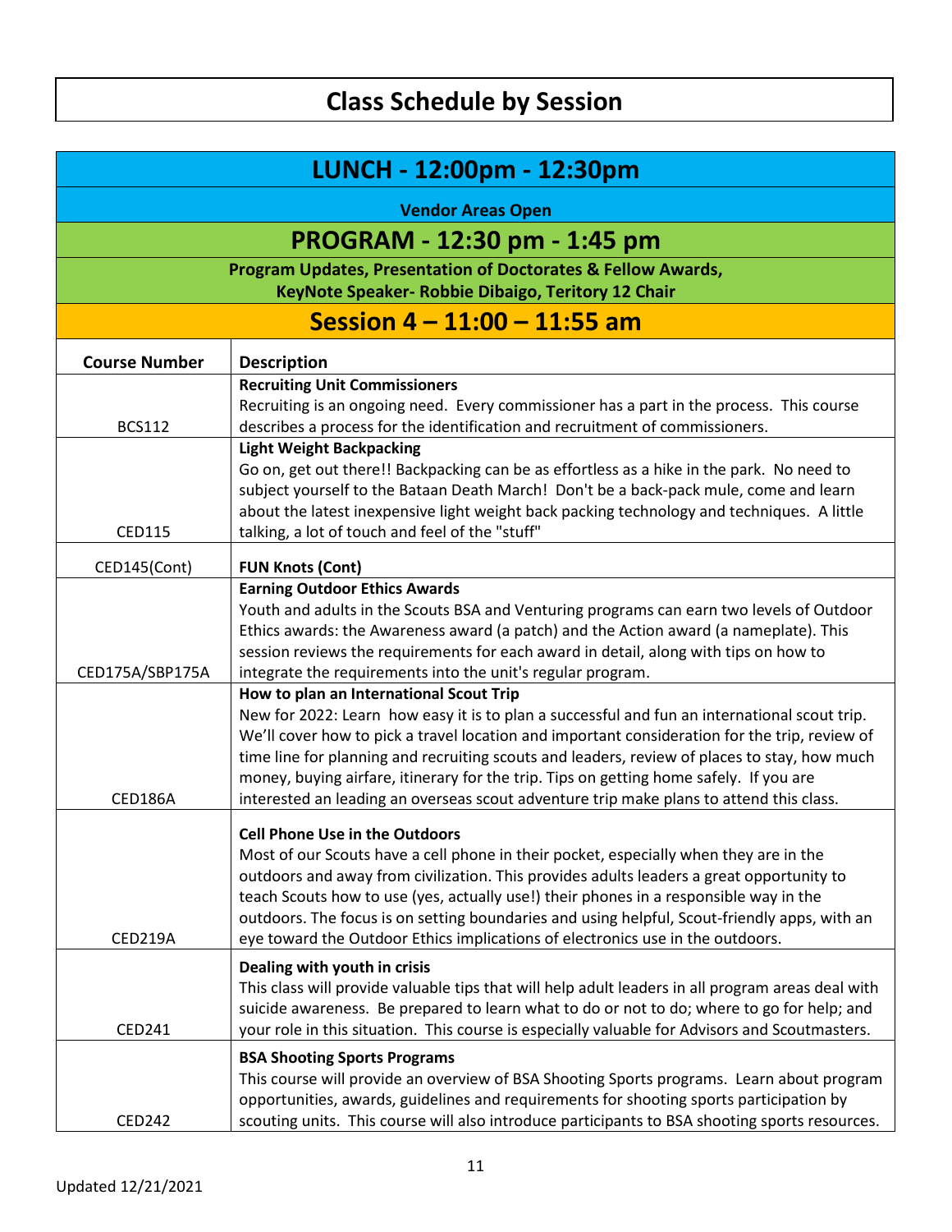# Class Schedule by Session

## LUNCH - 12:00pm - 12:30pm

**Vendor Areas Open**

## PROGRAM - 12:30 pm - 1:45 pm

**Program Updates, Presentation of Doctorates & Fellow Awards,**
**KeyNote Speaker- Robbie Dibaigo, Teritory 12 Chair**

## Session 4 – 11:00 – 11:55 am

| Course Number | Description |
|---|---|
| BCS112 | **Recruiting Unit Commissioners**<br>Recruiting is an ongoing need. Every commissioner has a part in the process. This course describes a process for the identification and recruitment of commissioners. |
| CED115 | **Light Weight Backpacking**<br>Go on, get out there!! Backpacking can be as effortless as a hike in the park. No need to subject yourself to the Bataan Death March! Don't be a back-pack mule, come and learn about the latest inexpensive light weight back packing technology and techniques. A little talking, a lot of touch and feel of the "stuff" |
| CED145(Cont) | **FUN Knots (Cont)** |
| CED175A/SBP175A | **Earning Outdoor Ethics Awards**<br>Youth and adults in the Scouts BSA and Venturing programs can earn two levels of Outdoor Ethics awards: the Awareness award (a patch) and the Action award (a nameplate). This session reviews the requirements for each award in detail, along with tips on how to integrate the requirements into the unit's regular program. |
| CED186A | **How to plan an International Scout Trip**<br>New for 2022: Learn how easy it is to plan a successful and fun an international scout trip. We'll cover how to pick a travel location and important consideration for the trip, review of time line for planning and recruiting scouts and leaders, review of places to stay, how much money, buying airfare, itinerary for the trip. Tips on getting home safely. If you are interested an leading an overseas scout adventure trip make plans to attend this class. |
| CED219A | **Cell Phone Use in the Outdoors**<br>Most of our Scouts have a cell phone in their pocket, especially when they are in the outdoors and away from civilization. This provides adults leaders a great opportunity to teach Scouts how to use (yes, actually use!) their phones in a responsible way in the outdoors. The focus is on setting boundaries and using helpful, Scout-friendly apps, with an eye toward the Outdoor Ethics implications of electronics use in the outdoors. |
| CED241 | **Dealing with youth in crisis**<br>This class will provide valuable tips that will help adult leaders in all program areas deal with suicide awareness. Be prepared to learn what to do or not to do; where to go for help; and your role in this situation. This course is especially valuable for Advisors and Scoutmasters. |
| CED242 | **BSA Shooting Sports Programs**<br>This course will provide an overview of BSA Shooting Sports programs. Learn about program opportunities, awards, guidelines and requirements for shooting sports participation by scouting units. This course will also introduce participants to BSA shooting sports resources. |

Updated 12/21/2021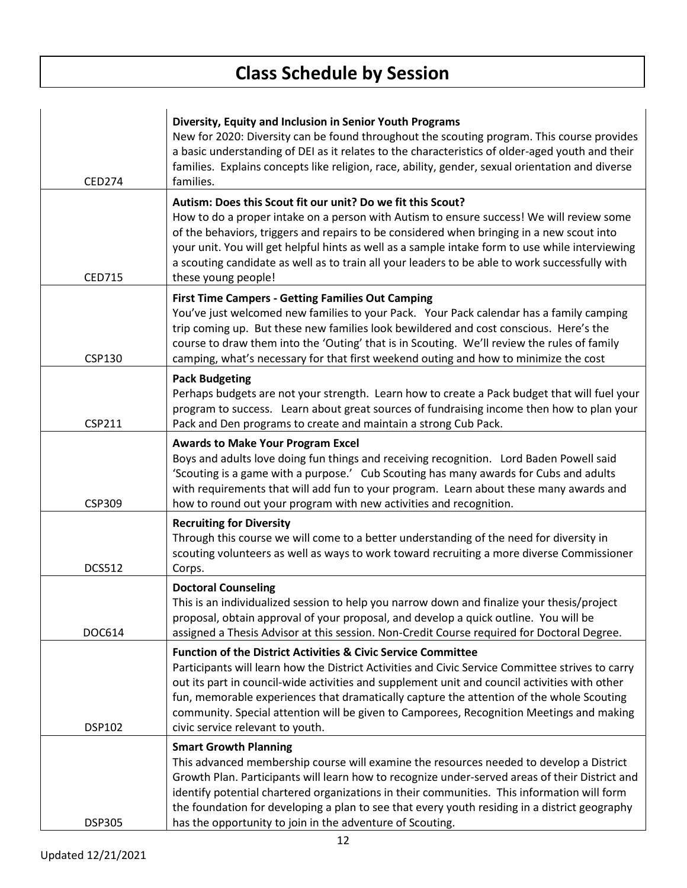# Class Schedule by Session

| | |
|---|---|
| CED274 | **Diversity, Equity and Inclusion in Senior Youth Programs** New for 2020: Diversity can be found throughout the scouting program. This course provides a basic understanding of DEI as it relates to the characteristics of older-aged youth and their families. Explains concepts like religion, race, ability, gender, sexual orientation and diverse families. |
| CED715 | **Autism: Does this Scout fit our unit? Do we fit this Scout?** How to do a proper intake on a person with Autism to ensure success! We will review some of the behaviors, triggers and repairs to be considered when bringing in a new scout into your unit. You will get helpful hints as well as a sample intake form to use while interviewing a scouting candidate as well as to train all your leaders to be able to work successfully with these young people! |
| CSP130 | **First Time Campers - Getting Families Out Camping** You've just welcomed new families to your Pack. Your Pack calendar has a family camping trip coming up. But these new families look bewildered and cost conscious. Here's the course to draw them into the 'Outing' that is in Scouting. We'll review the rules of family camping, what's necessary for that first weekend outing and how to minimize the cost |
| CSP211 | **Pack Budgeting** Perhaps budgets are not your strength. Learn how to create a Pack budget that will fuel your program to success. Learn about great sources of fundraising income then how to plan your Pack and Den programs to create and maintain a strong Cub Pack. |
| CSP309 | **Awards to Make Your Program Excel** Boys and adults love doing fun things and receiving recognition. Lord Baden Powell said 'Scouting is a game with a purpose.' Cub Scouting has many awards for Cubs and adults with requirements that will add fun to your program. Learn about these many awards and how to round out your program with new activities and recognition. |
| DCS512 | **Recruiting for Diversity** Through this course we will come to a better understanding of the need for diversity in scouting volunteers as well as ways to work toward recruiting a more diverse Commissioner Corps. |
| DOC614 | **Doctoral Counseling** This is an individualized session to help you narrow down and finalize your thesis/project proposal, obtain approval of your proposal, and develop a quick outline. You will be assigned a Thesis Advisor at this session. Non-Credit Course required for Doctoral Degree. |
| DSP102 | **Function of the District Activities & Civic Service Committee** Participants will learn how the District Activities and Civic Service Committee strives to carry out its part in council-wide activities and supplement unit and council activities with other fun, memorable experiences that dramatically capture the attention of the whole Scouting community. Special attention will be given to Camporees, Recognition Meetings and making civic service relevant to youth. |
| DSP305 | **Smart Growth Planning** This advanced membership course will examine the resources needed to develop a District Growth Plan. Participants will learn how to recognize under-served areas of their District and identify potential chartered organizations in their communities. This information will form the foundation for developing a plan to see that every youth residing in a district geography has the opportunity to join in the adventure of Scouting. |

Updated 12/21/2021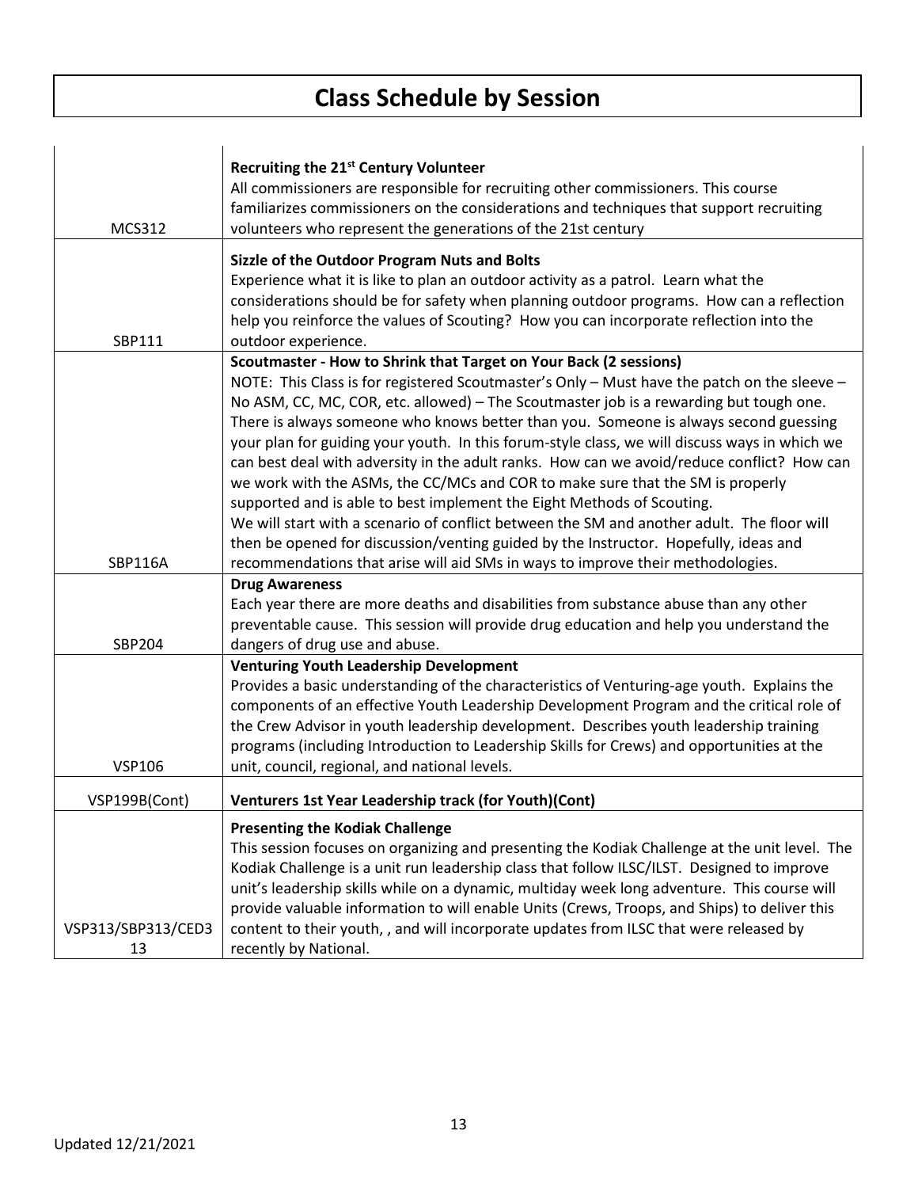# Class Schedule by Session

| | |
|---|---|
| MCS312 | **Recruiting the 21st Century Volunteer**<br>All commissioners are responsible for recruiting other commissioners. This course familiarizes commissioners on the considerations and techniques that support recruiting volunteers who represent the generations of the 21st century |
| SBP111 | **Sizzle of the Outdoor Program Nuts and Bolts**<br>Experience what it is like to plan an outdoor activity as a patrol. Learn what the considerations should be for safety when planning outdoor programs. How can a reflection help you reinforce the values of Scouting? How you can incorporate reflection into the outdoor experience. |
| SBP116A | **Scoutmaster - How to Shrink that Target on Your Back (2 sessions)**<br>NOTE: This Class is for registered Scoutmaster's Only – Must have the patch on the sleeve – No ASM, CC, MC, COR, etc. allowed) – The Scoutmaster job is a rewarding but tough one. There is always someone who knows better than you. Someone is always second guessing your plan for guiding your youth. In this forum-style class, we will discuss ways in which we can best deal with adversity in the adult ranks. How can we avoid/reduce conflict? How can we work with the ASMs, the CC/MCs and COR to make sure that the SM is properly supported and is able to best implement the Eight Methods of Scouting.<br>We will start with a scenario of conflict between the SM and another adult. The floor will then be opened for discussion/venting guided by the Instructor. Hopefully, ideas and recommendations that arise will aid SMs in ways to improve their methodologies. |
| SBP204 | **Drug Awareness**<br>Each year there are more deaths and disabilities from substance abuse than any other preventable cause. This session will provide drug education and help you understand the dangers of drug use and abuse. |
| VSP106 | **Venturing Youth Leadership Development**<br>Provides a basic understanding of the characteristics of Venturing-age youth. Explains the components of an effective Youth Leadership Development Program and the critical role of the Crew Advisor in youth leadership development. Describes youth leadership training programs (including Introduction to Leadership Skills for Crews) and opportunities at the unit, council, regional, and national levels. |
| VSP199B(Cont) | **Venturers 1st Year Leadership track (for Youth)(Cont)** |
| VSP313/SBP313/CED313 | **Presenting the Kodiak Challenge**<br>This session focuses on organizing and presenting the Kodiak Challenge at the unit level. The Kodiak Challenge is a unit run leadership class that follow ILSC/ILST. Designed to improve unit's leadership skills while on a dynamic, multiday week long adventure. This course will provide valuable information to will enable Units (Crews, Troops, and Ships) to deliver this content to their youth, , and will incorporate updates from ILSC that were released by recently by National. |

Updated 12/21/2021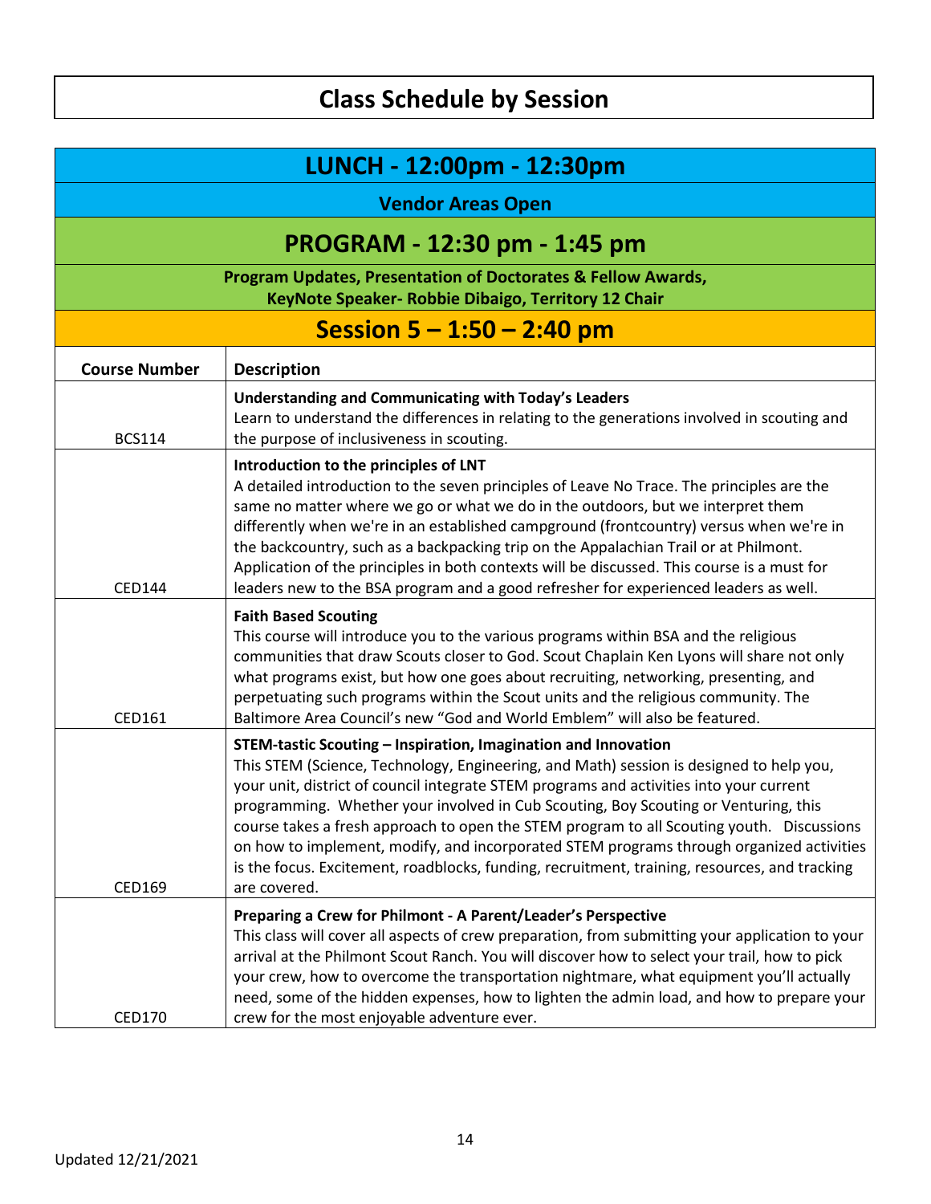# Class Schedule by Session

## LUNCH - 12:00pm - 12:30pm

**Vendor Areas Open**

## PROGRAM - 12:30 pm - 1:45 pm

**Program Updates, Presentation of Doctorates & Fellow Awards,**
**KeyNote Speaker- Robbie Dibaigo, Territory 12 Chair**

## Session 5 – 1:50 – 2:40 pm

| Course Number | Description |
|---|---|
| BCS114 | **Understanding and Communicating with Today's Leaders** Learn to understand the differences in relating to the generations involved in scouting and the purpose of inclusiveness in scouting. |
| CED144 | **Introduction to the principles of LNT** A detailed introduction to the seven principles of Leave No Trace. The principles are the same no matter where we go or what we do in the outdoors, but we interpret them differently when we're in an established campground (frontcountry) versus when we're in the backcountry, such as a backpacking trip on the Appalachian Trail or at Philmont. Application of the principles in both contexts will be discussed. This course is a must for leaders new to the BSA program and a good refresher for experienced leaders as well. |
| CED161 | **Faith Based Scouting** This course will introduce you to the various programs within BSA and the religious communities that draw Scouts closer to God. Scout Chaplain Ken Lyons will share not only what programs exist, but how one goes about recruiting, networking, presenting, and perpetuating such programs within the Scout units and the religious community. The Baltimore Area Council's new "God and World Emblem" will also be featured. |
| CED169 | **STEM-tastic Scouting – Inspiration, Imagination and Innovation** This STEM (Science, Technology, Engineering, and Math) session is designed to help you, your unit, district of council integrate STEM programs and activities into your current programming. Whether your involved in Cub Scouting, Boy Scouting or Venturing, this course takes a fresh approach to open the STEM program to all Scouting youth. Discussions on how to implement, modify, and incorporated STEM programs through organized activities is the focus. Excitement, roadblocks, funding, recruitment, training, resources, and tracking are covered. |
| CED170 | **Preparing a Crew for Philmont - A Parent/Leader's Perspective** This class will cover all aspects of crew preparation, from submitting your application to your arrival at the Philmont Scout Ranch. You will discover how to select your trail, how to pick your crew, how to overcome the transportation nightmare, what equipment you'll actually need, some of the hidden expenses, how to lighten the admin load, and how to prepare your crew for the most enjoyable adventure ever. |

Updated 12/21/2021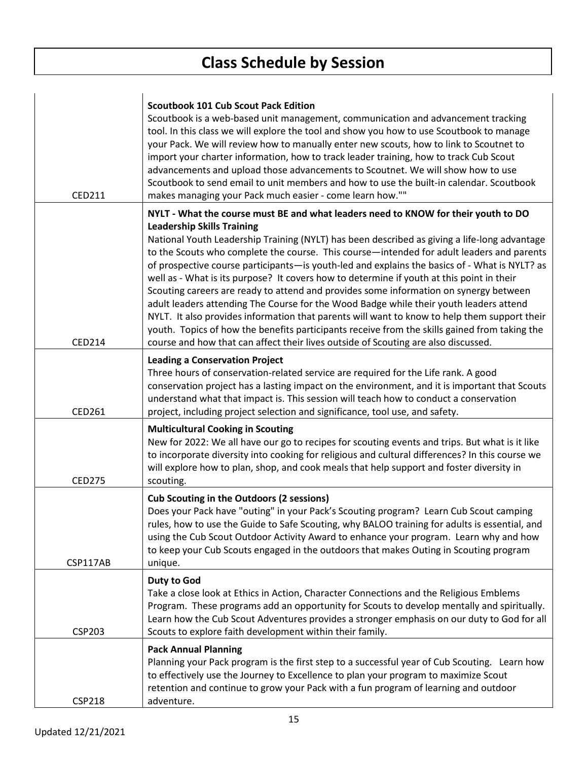# Class Schedule by Session

| | |
|---|---|
| CED211 | **Scoutbook 101 Cub Scout Pack Edition**<br>Scoutbook is a web-based unit management, communication and advancement tracking tool. In this class we will explore the tool and show you how to use Scoutbook to manage your Pack. We will review how to manually enter new scouts, how to link to Scoutnet to import your charter information, how to track leader training, how to track Cub Scout advancements and upload those advancements to Scoutnet. We will show how to use Scoutbook to send email to unit members and how to use the built-in calendar. Scoutbook makes managing your Pack much easier - come learn how."" |
| CED214 | **NYLT - What the course must BE and what leaders need to KNOW for their youth to DO Leadership Skills Training**<br>National Youth Leadership Training (NYLT) has been described as giving a life-long advantage to the Scouts who complete the course. This course—intended for adult leaders and parents of prospective course participants—is youth-led and explains the basics of - What is NYLT? as well as - What is its purpose? It covers how to determine if youth at this point in their Scouting careers are ready to attend and provides some information on synergy between adult leaders attending The Course for the Wood Badge while their youth leaders attend NYLT. It also provides information that parents will want to know to help them support their youth. Topics of how the benefits participants receive from the skills gained from taking the course and how that can affect their lives outside of Scouting are also discussed. |
| CED261 | **Leading a Conservation Project**<br>Three hours of conservation-related service are required for the Life rank. A good conservation project has a lasting impact on the environment, and it is important that Scouts understand what that impact is. This session will teach how to conduct a conservation project, including project selection and significance, tool use, and safety. |
| CED275 | **Multicultural Cooking in Scouting**<br>New for 2022: We all have our go to recipes for scouting events and trips. But what is it like to incorporate diversity into cooking for religious and cultural differences? In this course we will explore how to plan, shop, and cook meals that help support and foster diversity in scouting. |
| CSP117AB | **Cub Scouting in the Outdoors (2 sessions)**<br>Does your Pack have "outing" in your Pack's Scouting program? Learn Cub Scout camping rules, how to use the Guide to Safe Scouting, why BALOO training for adults is essential, and using the Cub Scout Outdoor Activity Award to enhance your program. Learn why and how to keep your Cub Scouts engaged in the outdoors that makes Outing in Scouting program unique. |
| CSP203 | **Duty to God**<br>Take a close look at Ethics in Action, Character Connections and the Religious Emblems Program. These programs add an opportunity for Scouts to develop mentally and spiritually. Learn how the Cub Scout Adventures provides a stronger emphasis on our duty to God for all Scouts to explore faith development within their family. |
| CSP218 | **Pack Annual Planning**<br>Planning your Pack program is the first step to a successful year of Cub Scouting. Learn how to effectively use the Journey to Excellence to plan your program to maximize Scout retention and continue to grow your Pack with a fun program of learning and outdoor adventure. |

Updated 12/21/2021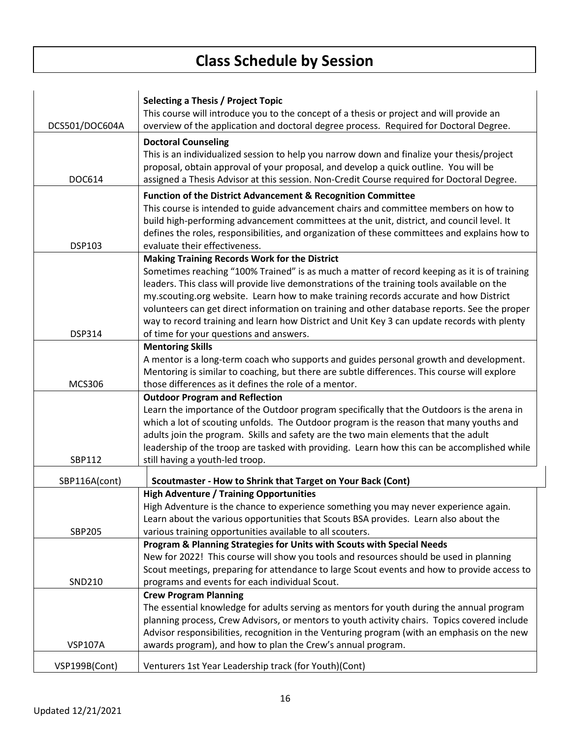# Class Schedule by Session

| | |
|---|---|
| DCS501/DOC604A | **Selecting a Thesis / Project Topic**<br>This course will introduce you to the concept of a thesis or project and will provide an overview of the application and doctoral degree process. Required for Doctoral Degree. |
| DOC614 | **Doctoral Counseling**<br>This is an individualized session to help you narrow down and finalize your thesis/project proposal, obtain approval of your proposal, and develop a quick outline. You will be assigned a Thesis Advisor at this session. Non-Credit Course required for Doctoral Degree. |
| DSP103 | **Function of the District Advancement & Recognition Committee**<br>This course is intended to guide advancement chairs and committee members on how to build high-performing advancement committees at the unit, district, and council level. It defines the roles, responsibilities, and organization of these committees and explains how to evaluate their effectiveness. |
| DSP314 | **Making Training Records Work for the District**<br>Sometimes reaching "100% Trained" is as much a matter of record keeping as it is of training leaders. This class will provide live demonstrations of the training tools available on the my.scouting.org website. Learn how to make training records accurate and how District volunteers can get direct information on training and other database reports. See the proper way to record training and learn how District and Unit Key 3 can update records with plenty of time for your questions and answers. |
| MCS306 | **Mentoring Skills**<br>A mentor is a long-term coach who supports and guides personal growth and development. Mentoring is similar to coaching, but there are subtle differences. This course will explore those differences as it defines the role of a mentor. |
| SBP112 | **Outdoor Program and Reflection**<br>Learn the importance of the Outdoor program specifically that the Outdoors is the arena in which a lot of scouting unfolds. The Outdoor program is the reason that many youths and adults join the program. Skills and safety are the two main elements that the adult leadership of the troop are tasked with providing. Learn how this can be accomplished while still having a youth-led troop. |
| SBP116A(cont) | **Scoutmaster - How to Shrink that Target on Your Back (Cont)** |
| SBP205 | **High Adventure / Training Opportunities**<br>High Adventure is the chance to experience something you may never experience again. Learn about the various opportunities that Scouts BSA provides. Learn also about the various training opportunities available to all scouters. |
| SND210 | **Program & Planning Strategies for Units with Scouts with Special Needs**<br>New for 2022! This course will show you tools and resources should be used in planning Scout meetings, preparing for attendance to large Scout events and how to provide access to programs and events for each individual Scout. |
| VSP107A | **Crew Program Planning**<br>The essential knowledge for adults serving as mentors for youth during the annual program planning process, Crew Advisors, or mentors to youth activity chairs. Topics covered include Advisor responsibilities, recognition in the Venturing program (with an emphasis on the new awards program), and how to plan the Crew's annual program. |
| VSP199B(Cont) | Venturers 1st Year Leadership track (for Youth)(Cont) |

Updated 12/21/2021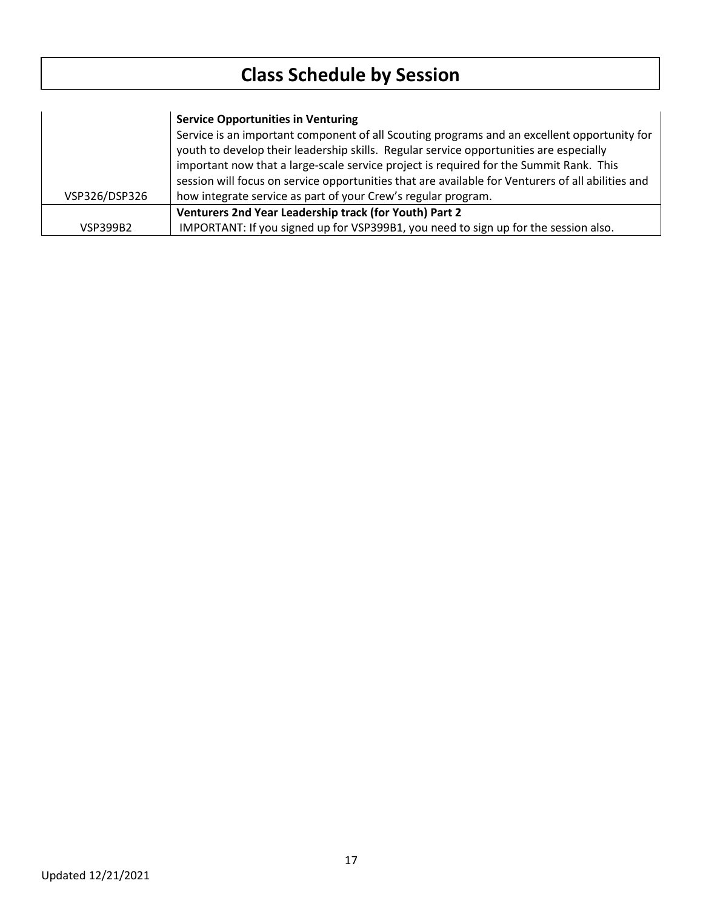# Class Schedule by Session

| | |
|---|---|
| VSP326/DSP326 | **Service Opportunities in Venturing**<br>Service is an important component of all Scouting programs and an excellent opportunity for youth to develop their leadership skills. Regular service opportunities are especially important now that a large-scale service project is required for the Summit Rank. This session will focus on service opportunities that are available for Venturers of all abilities and how integrate service as part of your Crew's regular program. |
| VSP399B2 | **Venturers 2nd Year Leadership track (for Youth) Part 2**<br>IMPORTANT: If you signed up for VSP399B1, you need to sign up for the session also. |

Updated 12/21/2021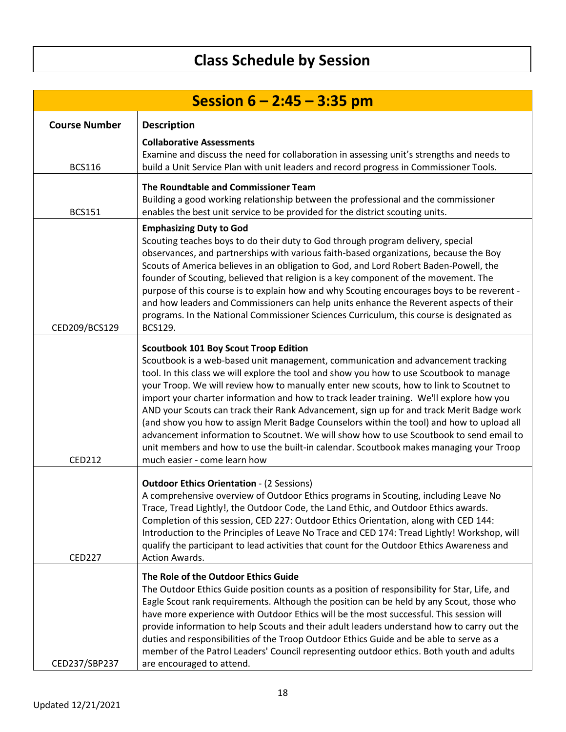# Class Schedule by Session

## Session 6 – 2:45 – 3:35 pm

| Course Number | Description |
|---|---|
| BCS116 | **Collaborative Assessments**<br>Examine and discuss the need for collaboration in assessing unit's strengths and needs to build a Unit Service Plan with unit leaders and record progress in Commissioner Tools. |
| BCS151 | **The Roundtable and Commissioner Team**<br>Building a good working relationship between the professional and the commissioner enables the best unit service to be provided for the district scouting units. |
| CED209/BCS129 | **Emphasizing Duty to God**<br>Scouting teaches boys to do their duty to God through program delivery, special observances, and partnerships with various faith-based organizations, because the Boy Scouts of America believes in an obligation to God, and Lord Robert Baden-Powell, the founder of Scouting, believed that religion is a key component of the movement. The purpose of this course is to explain how and why Scouting encourages boys to be reverent - and how leaders and Commissioners can help units enhance the Reverent aspects of their programs. In the National Commissioner Sciences Curriculum, this course is designated as BCS129. |
| CED212 | **Scoutbook 101 Boy Scout Troop Edition**<br>Scoutbook is a web-based unit management, communication and advancement tracking tool. In this class we will explore the tool and show you how to use Scoutbook to manage your Troop. We will review how to manually enter new scouts, how to link to Scoutnet to import your charter information and how to track leader training. We'll explore how you AND your Scouts can track their Rank Advancement, sign up for and track Merit Badge work (and show you how to assign Merit Badge Counselors within the tool) and how to upload all advancement information to Scoutnet. We will show how to use Scoutbook to send email to unit members and how to use the built-in calendar. Scoutbook makes managing your Troop much easier - come learn how |
| CED227 | **Outdoor Ethics Orientation** - (2 Sessions)<br>A comprehensive overview of Outdoor Ethics programs in Scouting, including Leave No Trace, Tread Lightly!, the Outdoor Code, the Land Ethic, and Outdoor Ethics awards. Completion of this session, CED 227: Outdoor Ethics Orientation, along with CED 144: Introduction to the Principles of Leave No Trace and CED 174: Tread Lightly! Workshop, will qualify the participant to lead activities that count for the Outdoor Ethics Awareness and Action Awards. |
| CED237/SBP237 | **The Role of the Outdoor Ethics Guide**<br>The Outdoor Ethics Guide position counts as a position of responsibility for Star, Life, and Eagle Scout rank requirements. Although the position can be held by any Scout, those who have more experience with Outdoor Ethics will be the most successful. This session will provide information to help Scouts and their adult leaders understand how to carry out the duties and responsibilities of the Troop Outdoor Ethics Guide and be able to serve as a member of the Patrol Leaders' Council representing outdoor ethics. Both youth and adults are encouraged to attend. |

Updated 12/21/2021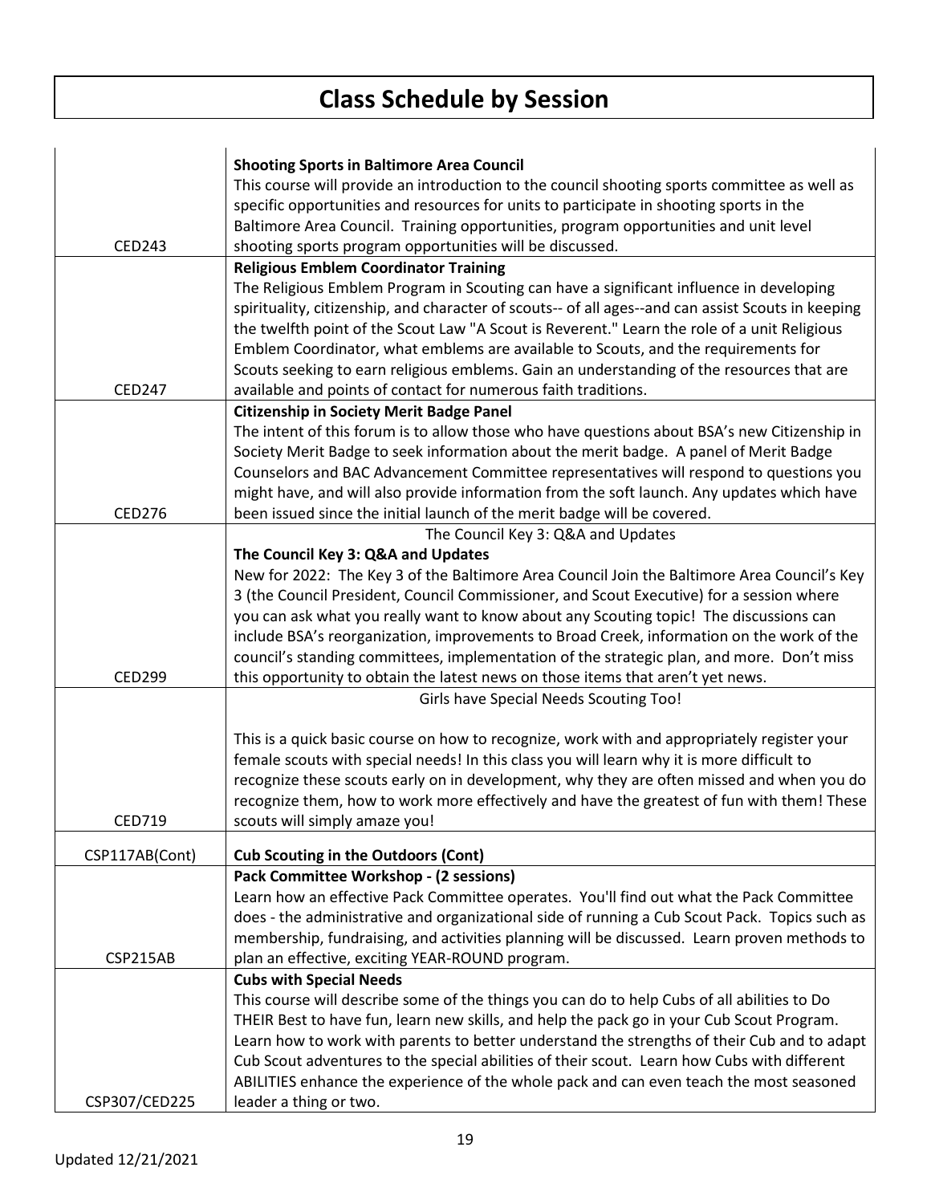# Class Schedule by Session

| | |
|---|---|
| CED243 | **Shooting Sports in Baltimore Area Council**<br>This course will provide an introduction to the council shooting sports committee as well as specific opportunities and resources for units to participate in shooting sports in the Baltimore Area Council. Training opportunities, program opportunities and unit level shooting sports program opportunities will be discussed. |
| CED247 | **Religious Emblem Coordinator Training**<br>The Religious Emblem Program in Scouting can have a significant influence in developing spirituality, citizenship, and character of scouts-- of all ages--and can assist Scouts in keeping the twelfth point of the Scout Law "A Scout is Reverent." Learn the role of a unit Religious Emblem Coordinator, what emblems are available to Scouts, and the requirements for Scouts seeking to earn religious emblems. Gain an understanding of the resources that are available and points of contact for numerous faith traditions. |
| CED276 | **Citizenship in Society Merit Badge Panel**<br>The intent of this forum is to allow those who have questions about BSA's new Citizenship in Society Merit Badge to seek information about the merit badge. A panel of Merit Badge Counselors and BAC Advancement Committee representatives will respond to questions you might have, and will also provide information from the soft launch. Any updates which have been issued since the initial launch of the merit badge will be covered. |
| CED299 | The Council Key 3: Q&A and Updates<br>**The Council Key 3: Q&A and Updates**<br>New for 2022: The Key 3 of the Baltimore Area Council Join the Baltimore Area Council's Key 3 (the Council President, Council Commissioner, and Scout Executive) for a session where you can ask what you really want to know about any Scouting topic! The discussions can include BSA's reorganization, improvements to Broad Creek, information on the work of the council's standing committees, implementation of the strategic plan, and more. Don't miss this opportunity to obtain the latest news on those items that aren't yet news. |
| CED719 | Girls have Special Needs Scouting Too!<br><br>This is a quick basic course on how to recognize, work with and appropriately register your female scouts with special needs! In this class you will learn why it is more difficult to recognize these scouts early on in development, why they are often missed and when you do recognize them, how to work more effectively and have the greatest of fun with them! These scouts will simply amaze you! |
| CSP117AB(Cont) | **Cub Scouting in the Outdoors (Cont)** |
| CSP215AB | **Pack Committee Workshop - (2 sessions)**<br>Learn how an effective Pack Committee operates. You'll find out what the Pack Committee does - the administrative and organizational side of running a Cub Scout Pack. Topics such as membership, fundraising, and activities planning will be discussed. Learn proven methods to plan an effective, exciting YEAR-ROUND program. |
| CSP307/CED225 | **Cubs with Special Needs**<br>This course will describe some of the things you can do to help Cubs of all abilities to Do THEIR Best to have fun, learn new skills, and help the pack go in your Cub Scout Program. Learn how to work with parents to better understand the strengths of their Cub and to adapt Cub Scout adventures to the special abilities of their scout. Learn how Cubs with different ABILITIES enhance the experience of the whole pack and can even teach the most seasoned leader a thing or two. |

Updated 12/21/2021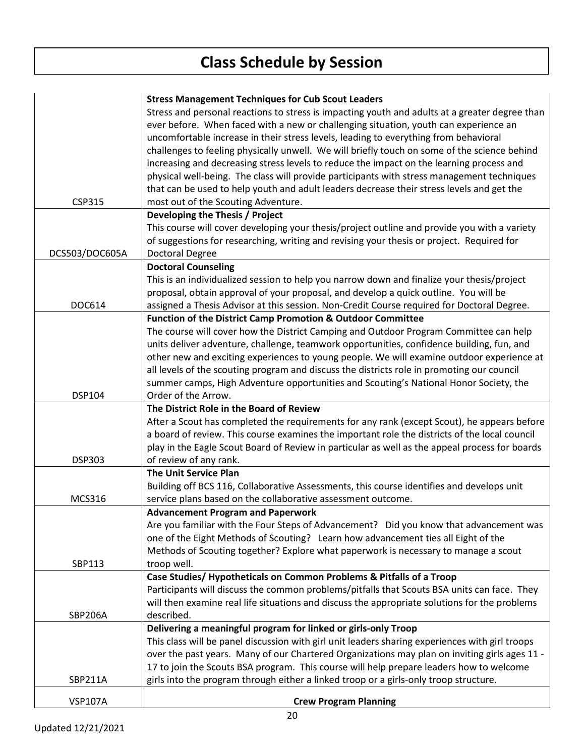# Class Schedule by Session

| | |
|---|---|
| CSP315 | **Stress Management Techniques for Cub Scout Leaders** Stress and personal reactions to stress is impacting youth and adults at a greater degree than ever before. When faced with a new or challenging situation, youth can experience an uncomfortable increase in their stress levels, leading to everything from behavioral challenges to feeling physically unwell. We will briefly touch on some of the science behind increasing and decreasing stress levels to reduce the impact on the learning process and physical well-being. The class will provide participants with stress management techniques that can be used to help youth and adult leaders decrease their stress levels and get the most out of the Scouting Adventure. |
| DCS503/DOC605A | **Developing the Thesis / Project** This course will cover developing your thesis/project outline and provide you with a variety of suggestions for researching, writing and revising your thesis or project. Required for Doctoral Degree |
| DOC614 | **Doctoral Counseling** This is an individualized session to help you narrow down and finalize your thesis/project proposal, obtain approval of your proposal, and develop a quick outline. You will be assigned a Thesis Advisor at this session. Non-Credit Course required for Doctoral Degree. |
| DSP104 | **Function of the District Camp Promotion & Outdoor Committee** The course will cover how the District Camping and Outdoor Program Committee can help units deliver adventure, challenge, teamwork opportunities, confidence building, fun, and other new and exciting experiences to young people. We will examine outdoor experience at all levels of the scouting program and discuss the districts role in promoting our council summer camps, High Adventure opportunities and Scouting's National Honor Society, the Order of the Arrow. |
| DSP303 | **The District Role in the Board of Review** After a Scout has completed the requirements for any rank (except Scout), he appears before a board of review. This course examines the important role the districts of the local council play in the Eagle Scout Board of Review in particular as well as the appeal process for boards of review of any rank. |
| MCS316 | **The Unit Service Plan** Building off BCS 116, Collaborative Assessments, this course identifies and develops unit service plans based on the collaborative assessment outcome. |
| SBP113 | **Advancement Program and Paperwork** Are you familiar with the Four Steps of Advancement? Did you know that advancement was one of the Eight Methods of Scouting? Learn how advancement ties all Eight of the Methods of Scouting together? Explore what paperwork is necessary to manage a scout troop well. |
| SBP206A | **Case Studies/ Hypotheticals on Common Problems & Pitfalls of a Troop** Participants will discuss the common problems/pitfalls that Scouts BSA units can face. They will then examine real life situations and discuss the appropriate solutions for the problems described. |
| SBP211A | **Delivering a meaningful program for linked or girls-only Troop** This class will be panel discussion with girl unit leaders sharing experiences with girl troops over the past years. Many of our Chartered Organizations may plan on inviting girls ages 11 - 17 to join the Scouts BSA program. This course will help prepare leaders how to welcome girls into the program through either a linked troop or a girls-only troop structure. |
| VSP107A | **Crew Program Planning** |

Updated 12/21/2021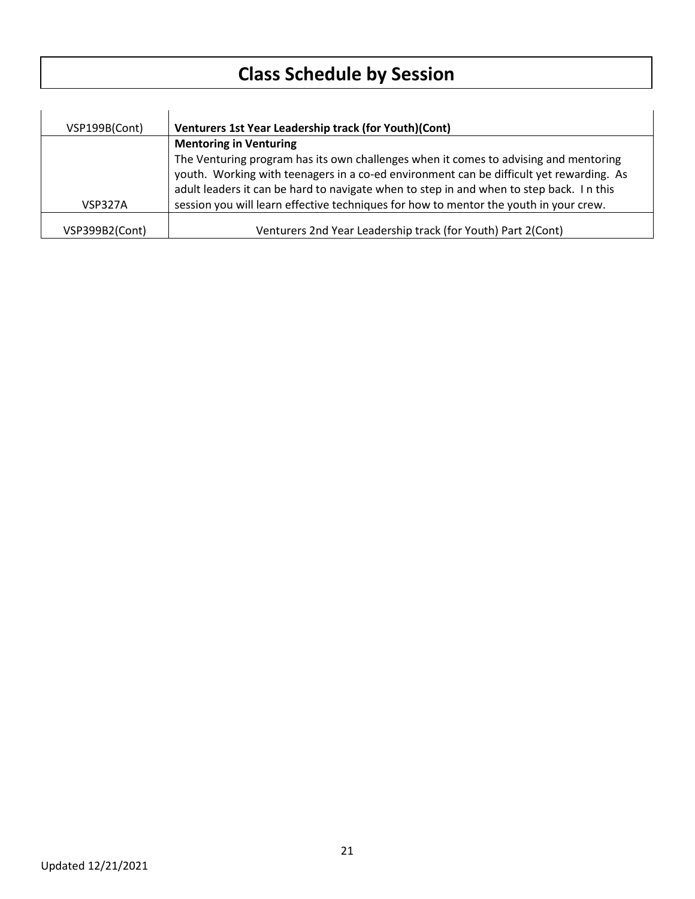# Class Schedule by Session

| | |
|---|---|
| VSP199B(Cont) | **Venturers 1st Year Leadership track (for Youth)(Cont)** |
| VSP327A | **Mentoring in Venturing**<br>The Venturing program has its own challenges when it comes to advising and mentoring youth. Working with teenagers in a co-ed environment can be difficult yet rewarding. As adult leaders it can be hard to navigate when to step in and when to step back. I n this session you will learn effective techniques for how to mentor the youth in your crew. |
| VSP399B2(Cont) | Venturers 2nd Year Leadership track (for Youth) Part 2(Cont) |

Updated 12/21/2021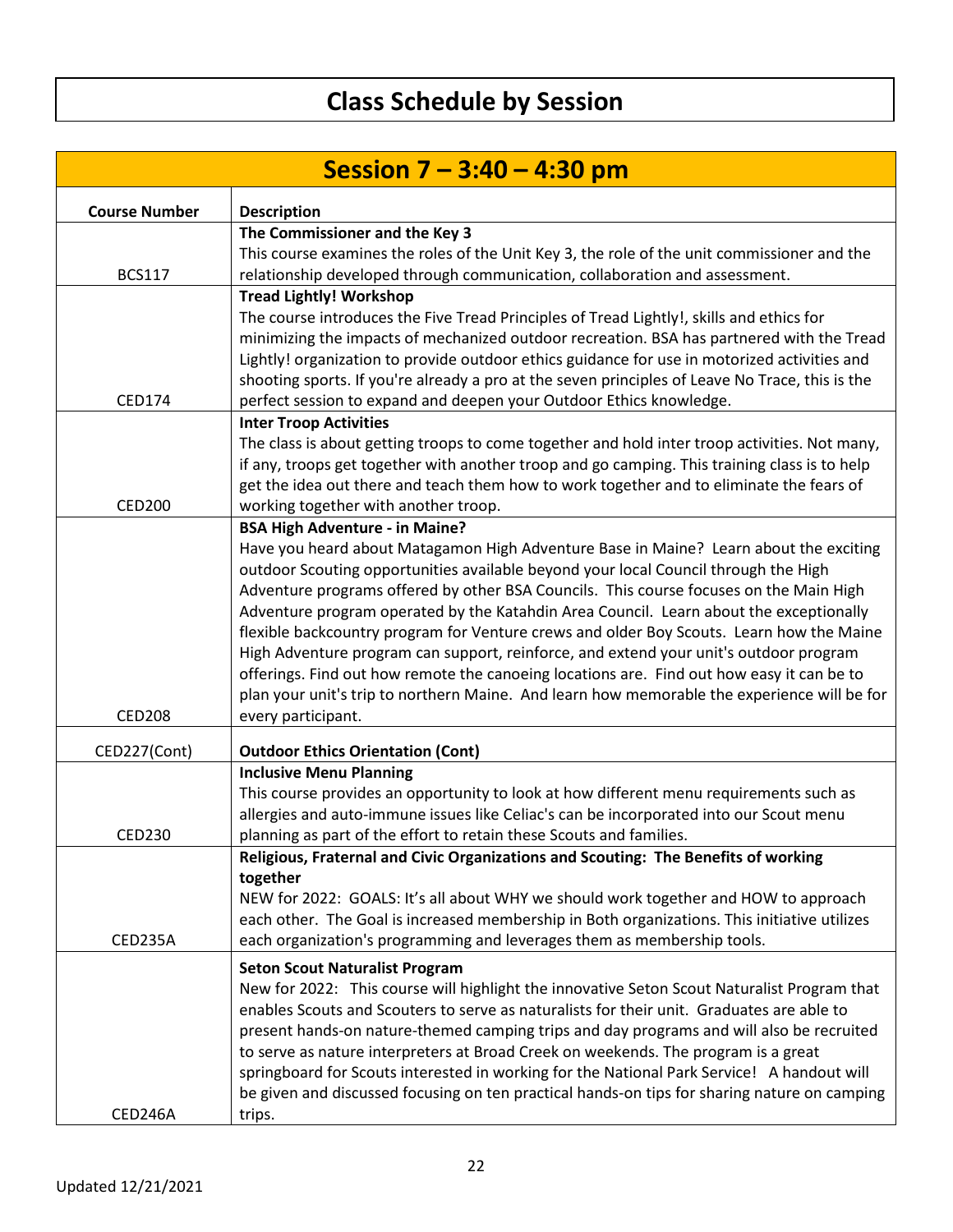# Class Schedule by Session

## Session 7 – 3:40 – 4:30 pm

| Course Number | Description |
|---|---|
| BCS117 | **The Commissioner and the Key 3**<br>This course examines the roles of the Unit Key 3, the role of the unit commissioner and the relationship developed through communication, collaboration and assessment. |
| CED174 | **Tread Lightly! Workshop**<br>The course introduces the Five Tread Principles of Tread Lightly!, skills and ethics for minimizing the impacts of mechanized outdoor recreation. BSA has partnered with the Tread Lightly! organization to provide outdoor ethics guidance for use in motorized activities and shooting sports. If you're already a pro at the seven principles of Leave No Trace, this is the perfect session to expand and deepen your Outdoor Ethics knowledge. |
| CED200 | **Inter Troop Activities**<br>The class is about getting troops to come together and hold inter troop activities. Not many, if any, troops get together with another troop and go camping. This training class is to help get the idea out there and teach them how to work together and to eliminate the fears of working together with another troop. |
| CED208 | **BSA High Adventure - in Maine?**<br>Have you heard about Matagamon High Adventure Base in Maine? Learn about the exciting outdoor Scouting opportunities available beyond your local Council through the High Adventure programs offered by other BSA Councils. This course focuses on the Main High Adventure program operated by the Katahdin Area Council. Learn about the exceptionally flexible backcountry program for Venture crews and older Boy Scouts. Learn how the Maine High Adventure program can support, reinforce, and extend your unit's outdoor program offerings. Find out how remote the canoeing locations are. Find out how easy it can be to plan your unit's trip to northern Maine. And learn how memorable the experience will be for every participant. |
| CED227(Cont) | **Outdoor Ethics Orientation (Cont)** |
| CED230 | **Inclusive Menu Planning**<br>This course provides an opportunity to look at how different menu requirements such as allergies and auto-immune issues like Celiac's can be incorporated into our Scout menu planning as part of the effort to retain these Scouts and families. |
| CED235A | **Religious, Fraternal and Civic Organizations and Scouting: The Benefits of working together**<br>NEW for 2022: GOALS: It's all about WHY we should work together and HOW to approach each other. The Goal is increased membership in Both organizations. This initiative utilizes each organization's programming and leverages them as membership tools. |
| CED246A | **Seton Scout Naturalist Program**<br>New for 2022: This course will highlight the innovative Seton Scout Naturalist Program that enables Scouts and Scouters to serve as naturalists for their unit. Graduates are able to present hands-on nature-themed camping trips and day programs and will also be recruited to serve as nature interpreters at Broad Creek on weekends. The program is a great springboard for Scouts interested in working for the National Park Service! A handout will be given and discussed focusing on ten practical hands-on tips for sharing nature on camping trips. |

Updated 12/21/2021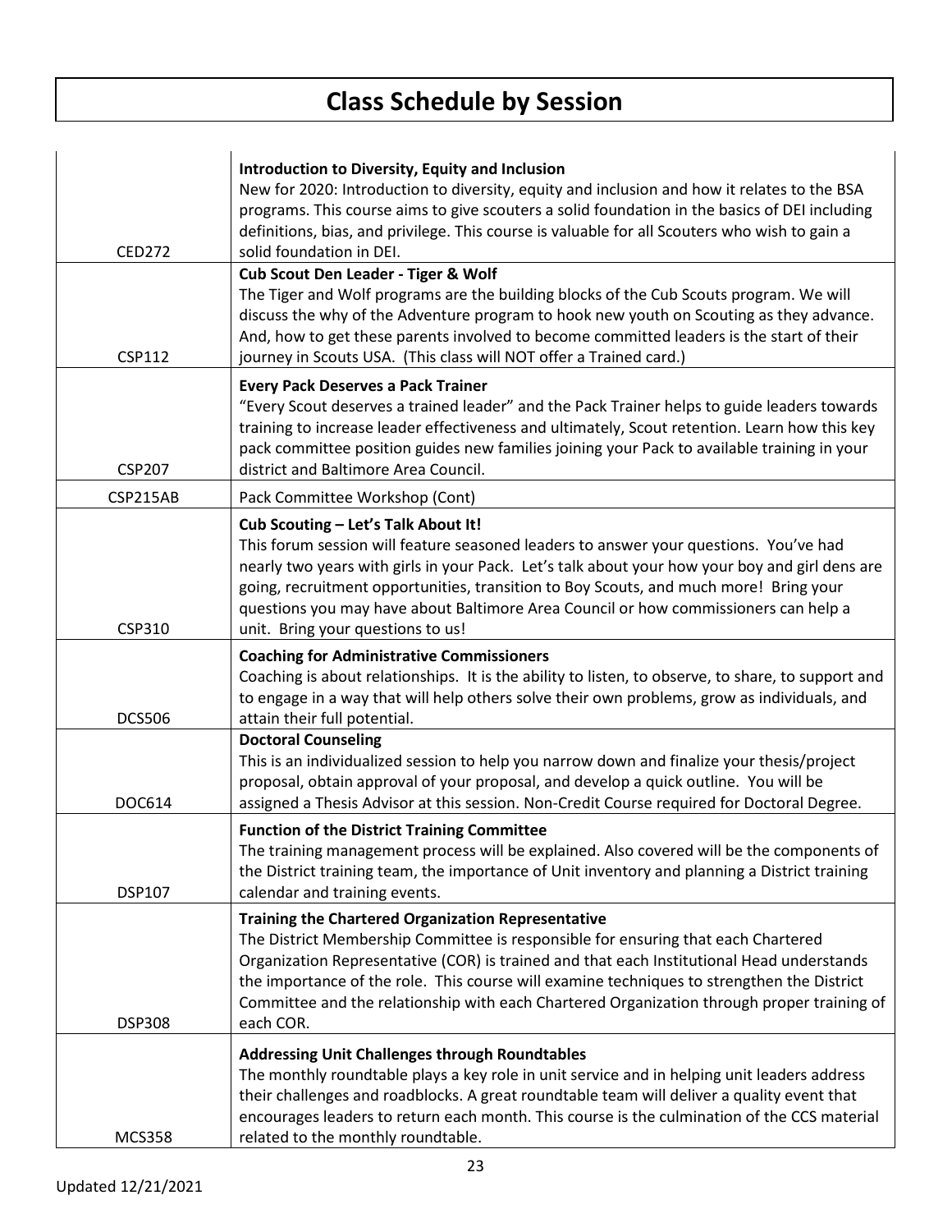# Class Schedule by Session

| | |
|---|---|
| CED272 | **Introduction to Diversity, Equity and Inclusion** New for 2020: Introduction to diversity, equity and inclusion and how it relates to the BSA programs. This course aims to give scouters a solid foundation in the basics of DEI including definitions, bias, and privilege. This course is valuable for all Scouters who wish to gain a solid foundation in DEI. |
| CSP112 | **Cub Scout Den Leader - Tiger & Wolf** The Tiger and Wolf programs are the building blocks of the Cub Scouts program. We will discuss the why of the Adventure program to hook new youth on Scouting as they advance. And, how to get these parents involved to become committed leaders is the start of their journey in Scouts USA. (This class will NOT offer a Trained card.) |
| CSP207 | **Every Pack Deserves a Pack Trainer** "Every Scout deserves a trained leader" and the Pack Trainer helps to guide leaders towards training to increase leader effectiveness and ultimately, Scout retention. Learn how this key pack committee position guides new families joining your Pack to available training in your district and Baltimore Area Council. |
| CSP215AB | Pack Committee Workshop (Cont) |
| CSP310 | **Cub Scouting – Let's Talk About It!** This forum session will feature seasoned leaders to answer your questions. You've had nearly two years with girls in your Pack. Let's talk about your how your boy and girl dens are going, recruitment opportunities, transition to Boy Scouts, and much more! Bring your questions you may have about Baltimore Area Council or how commissioners can help a unit. Bring your questions to us! |
| DCS506 | **Coaching for Administrative Commissioners** Coaching is about relationships. It is the ability to listen, to observe, to share, to support and to engage in a way that will help others solve their own problems, grow as individuals, and attain their full potential. |
| DOC614 | **Doctoral Counseling** This is an individualized session to help you narrow down and finalize your thesis/project proposal, obtain approval of your proposal, and develop a quick outline. You will be assigned a Thesis Advisor at this session. Non-Credit Course required for Doctoral Degree. |
| DSP107 | **Function of the District Training Committee** The training management process will be explained. Also covered will be the components of the District training team, the importance of Unit inventory and planning a District training calendar and training events. |
| DSP308 | **Training the Chartered Organization Representative** The District Membership Committee is responsible for ensuring that each Chartered Organization Representative (COR) is trained and that each Institutional Head understands the importance of the role. This course will examine techniques to strengthen the District Committee and the relationship with each Chartered Organization through proper training of each COR. |
| MCS358 | **Addressing Unit Challenges through Roundtables** The monthly roundtable plays a key role in unit service and in helping unit leaders address their challenges and roadblocks. A great roundtable team will deliver a quality event that encourages leaders to return each month. This course is the culmination of the CCS material related to the monthly roundtable. |

Updated 12/21/2021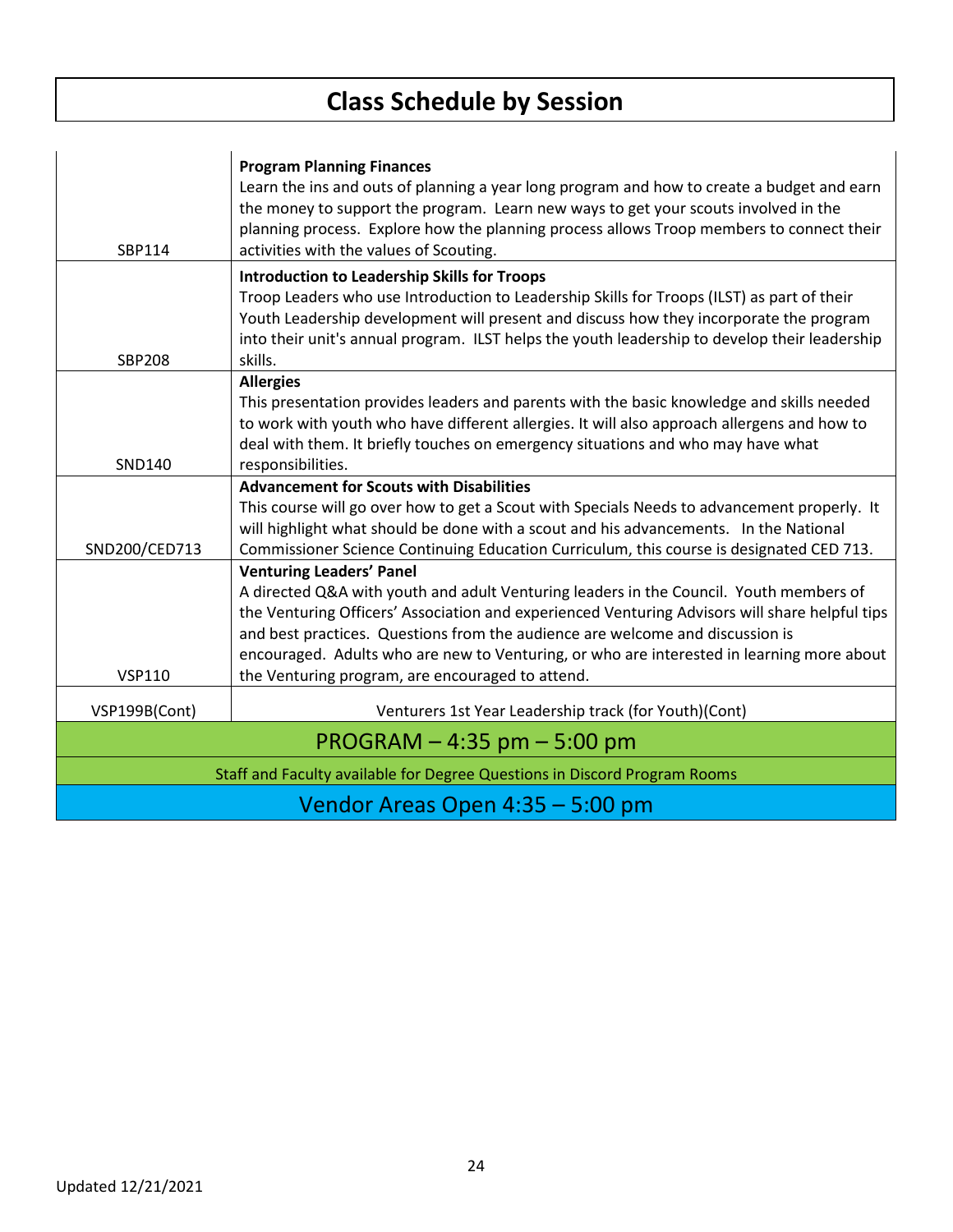# Class Schedule by Session

| | |
|---|---|
| SBP114 | **Program Planning Finances**<br>Learn the ins and outs of planning a year long program and how to create a budget and earn the money to support the program. Learn new ways to get your scouts involved in the planning process. Explore how the planning process allows Troop members to connect their activities with the values of Scouting. |
| SBP208 | **Introduction to Leadership Skills for Troops**<br>Troop Leaders who use Introduction to Leadership Skills for Troops (ILST) as part of their Youth Leadership development will present and discuss how they incorporate the program into their unit's annual program. ILST helps the youth leadership to develop their leadership skills. |
| SND140 | **Allergies**<br>This presentation provides leaders and parents with the basic knowledge and skills needed to work with youth who have different allergies. It will also approach allergens and how to deal with them. It briefly touches on emergency situations and who may have what responsibilities. |
| SND200/CED713 | **Advancement for Scouts with Disabilities**<br>This course will go over how to get a Scout with Specials Needs to advancement properly. It will highlight what should be done with a scout and his advancements. In the National Commissioner Science Continuing Education Curriculum, this course is designated CED 713. |
| VSP110 | **Venturing Leaders' Panel**<br>A directed Q&A with youth and adult Venturing leaders in the Council. Youth members of the Venturing Officers' Association and experienced Venturing Advisors will share helpful tips and best practices. Questions from the audience are welcome and discussion is encouraged. Adults who are new to Venturing, or who are interested in learning more about the Venturing program, are encouraged to attend. |
| VSP199B(Cont) | Venturers 1st Year Leadership track (for Youth)(Cont) |

## PROGRAM – 4:35 pm – 5:00 pm

Staff and Faculty available for Degree Questions in Discord Program Rooms

## Vendor Areas Open 4:35 – 5:00 pm

Updated 12/21/2021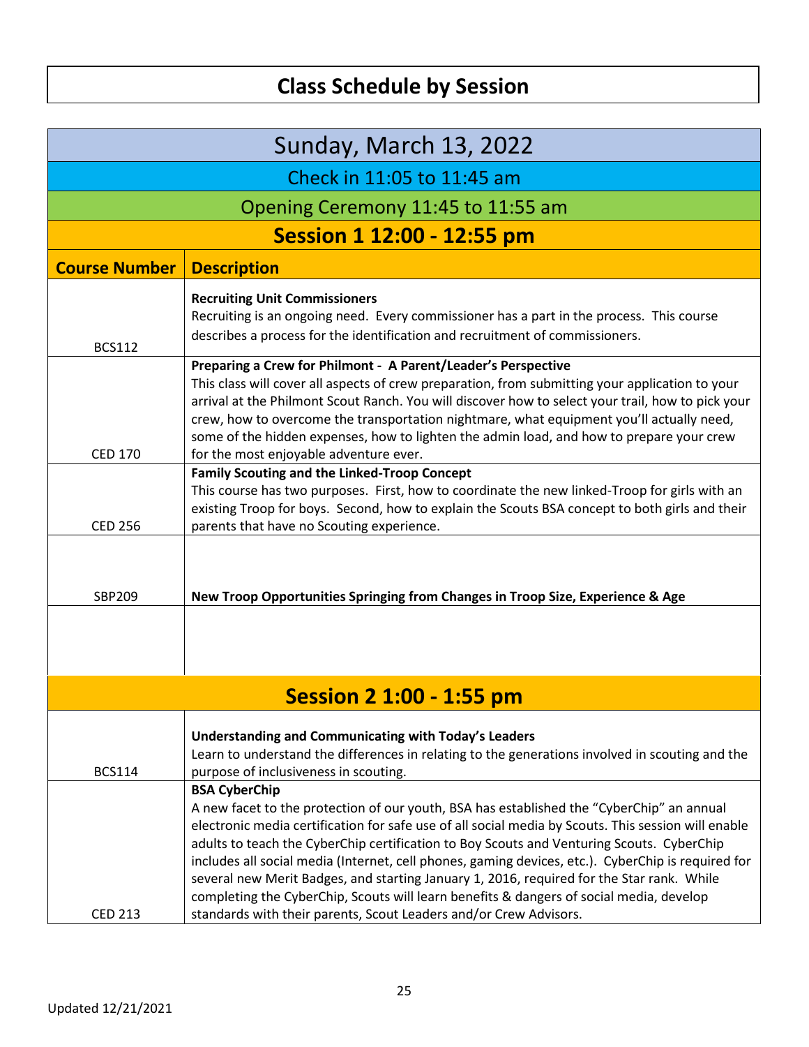# Class Schedule by Session

## Sunday, March 13, 2022

Check in 11:05 to 11:45 am

Opening Ceremony 11:45 to 11:55 am

### Session 1 12:00 - 12:55 pm

| Course Number | Description |
|---|---|
| BCS112 | **Recruiting Unit Commissioners**<br>Recruiting is an ongoing need. Every commissioner has a part in the process. This course describes a process for the identification and recruitment of commissioners. |
| CED 170 | **Preparing a Crew for Philmont - A Parent/Leader's Perspective**<br>This class will cover all aspects of crew preparation, from submitting your application to your arrival at the Philmont Scout Ranch. You will discover how to select your trail, how to pick your crew, how to overcome the transportation nightmare, what equipment you'll actually need, some of the hidden expenses, how to lighten the admin load, and how to prepare your crew for the most enjoyable adventure ever. |
| CED 256 | **Family Scouting and the Linked-Troop Concept**<br>This course has two purposes. First, how to coordinate the new linked-Troop for girls with an existing Troop for boys. Second, how to explain the Scouts BSA concept to both girls and their parents that have no Scouting experience. |
| SBP209 | **New Troop Opportunities Springing from Changes in Troop Size, Experience & Age** |
| | |

### Session 2 1:00 - 1:55 pm

| Course Number | Description |
|---|---|
| BCS114 | **Understanding and Communicating with Today's Leaders**<br>Learn to understand the differences in relating to the generations involved in scouting and the purpose of inclusiveness in scouting. |
| CED 213 | **BSA CyberChip**<br>A new facet to the protection of our youth, BSA has established the "CyberChip" an annual electronic media certification for safe use of all social media by Scouts. This session will enable adults to teach the CyberChip certification to Boy Scouts and Venturing Scouts. CyberChip includes all social media (Internet, cell phones, gaming devices, etc.). CyberChip is required for several new Merit Badges, and starting January 1, 2016, required for the Star rank. While completing the CyberChip, Scouts will learn benefits & dangers of social media, develop standards with their parents, Scout Leaders and/or Crew Advisors. |

Updated 12/21/2021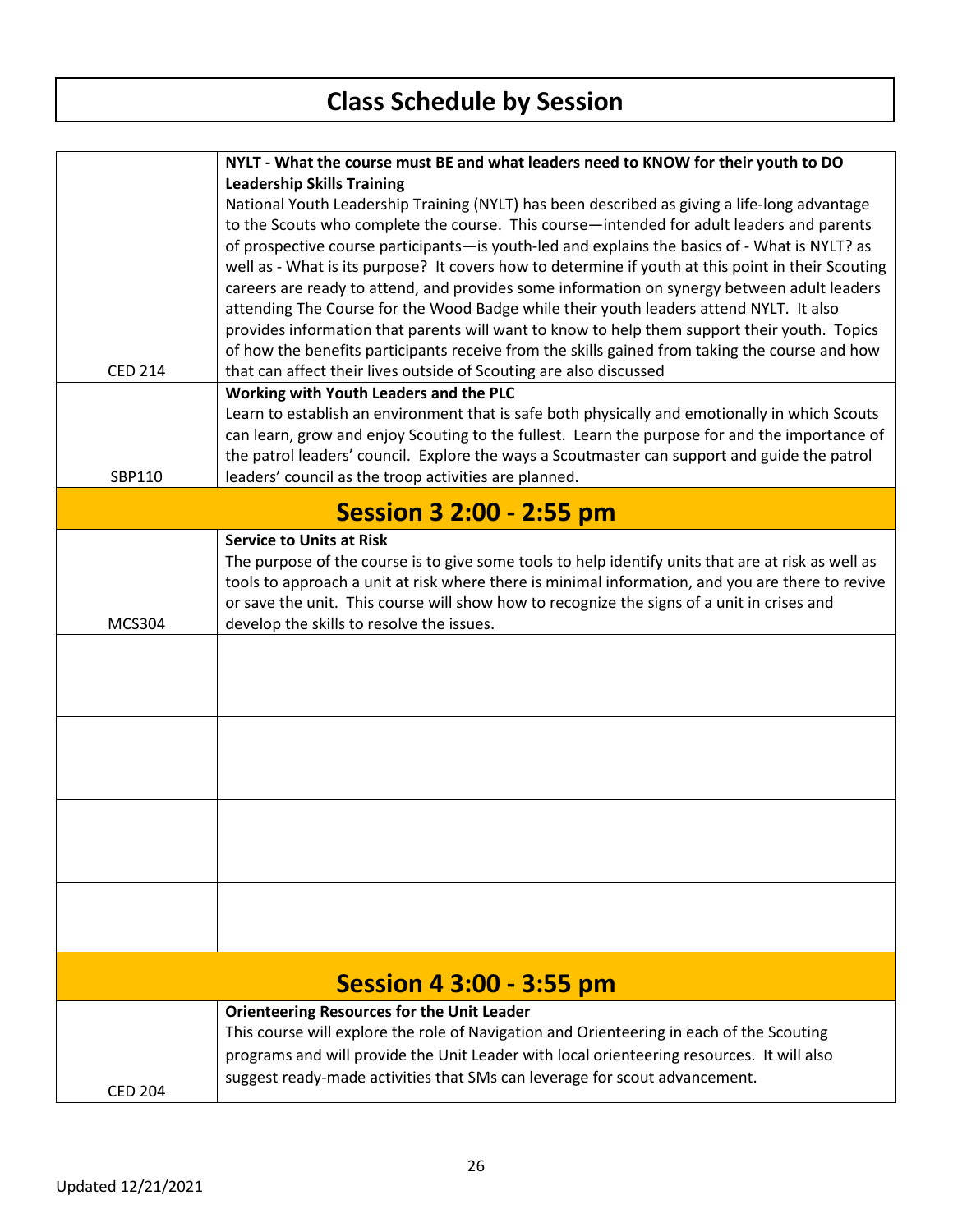# Class Schedule by Session

| | |
|---|---|
| CED 214 | **NYLT - What the course must BE and what leaders need to KNOW for their youth to DO Leadership Skills Training**<br>National Youth Leadership Training (NYLT) has been described as giving a life-long advantage to the Scouts who complete the course. This course—intended for adult leaders and parents of prospective course participants—is youth-led and explains the basics of - What is NYLT? as well as - What is its purpose? It covers how to determine if youth at this point in their Scouting careers are ready to attend, and provides some information on synergy between adult leaders attending The Course for the Wood Badge while their youth leaders attend NYLT. It also provides information that parents will want to know to help them support their youth. Topics of how the benefits participants receive from the skills gained from taking the course and how that can affect their lives outside of Scouting are also discussed |
| SBP110 | **Working with Youth Leaders and the PLC**<br>Learn to establish an environment that is safe both physically and emotionally in which Scouts can learn, grow and enjoy Scouting to the fullest. Learn the purpose for and the importance of the patrol leaders' council. Explore the ways a Scoutmaster can support and guide the patrol leaders' council as the troop activities are planned. |

## Session 3 2:00 - 2:55 pm

| | |
|---|---|
| MCS304 | **Service to Units at Risk**<br>The purpose of the course is to give some tools to help identify units that are at risk as well as tools to approach a unit at risk where there is minimal information, and you are there to revive or save the unit. This course will show how to recognize the signs of a unit in crises and develop the skills to resolve the issues. |
| | |
| | |
| | |
| | |

## Session 4 3:00 - 3:55 pm

| | |
|---|---|
| CED 204 | **Orienteering Resources for the Unit Leader**<br>This course will explore the role of Navigation and Orienteering in each of the Scouting programs and will provide the Unit Leader with local orienteering resources. It will also suggest ready-made activities that SMs can leverage for scout advancement. |

Updated 12/21/2021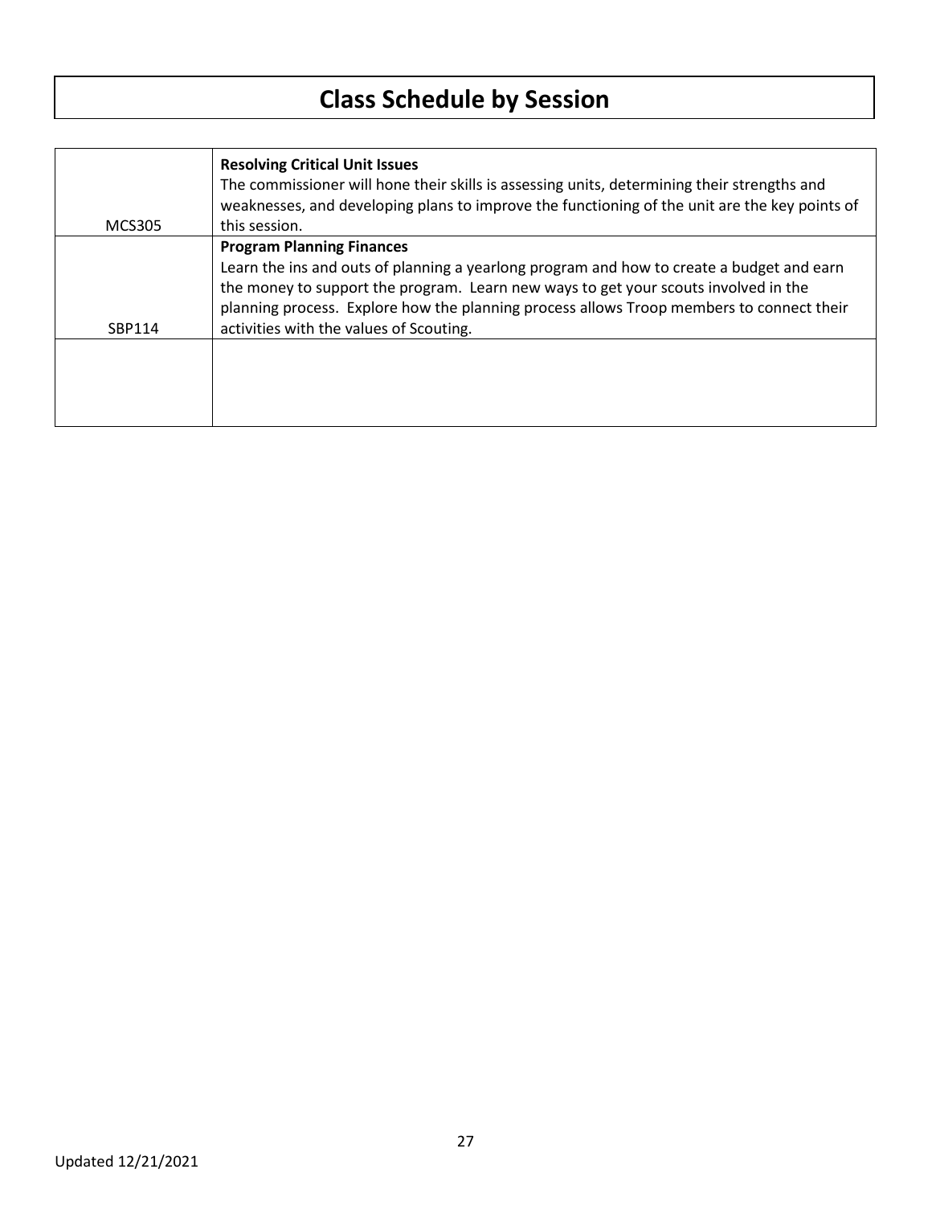# Class Schedule by Session

| | |
|---|---|
| MCS305 | **Resolving Critical Unit Issues**<br>The commissioner will hone their skills is assessing units, determining their strengths and weaknesses, and developing plans to improve the functioning of the unit are the key points of this session. |
| SBP114 | **Program Planning Finances**<br>Learn the ins and outs of planning a yearlong program and how to create a budget and earn the money to support the program. Learn new ways to get your scouts involved in the planning process. Explore how the planning process allows Troop members to connect their activities with the values of Scouting. |
| | |

Updated 12/21/2021